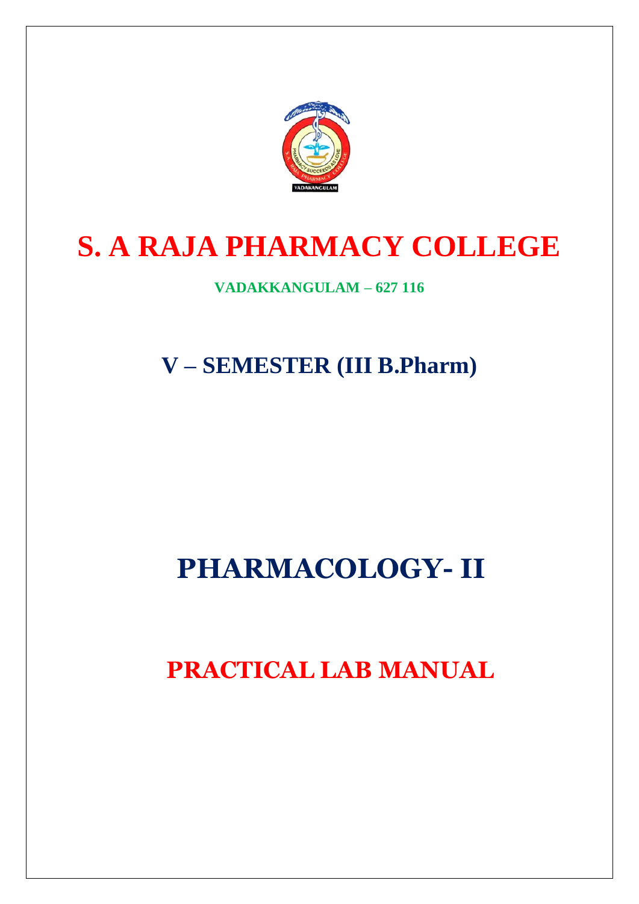# S. A RAJA PHARMACY COLLEGE

**VADAKKANGULAM – 627 116**

## V – SEMESTER (III B.Pharm)

# PHARMACOLOGY- II

# PRACTICAL LAB MANUAL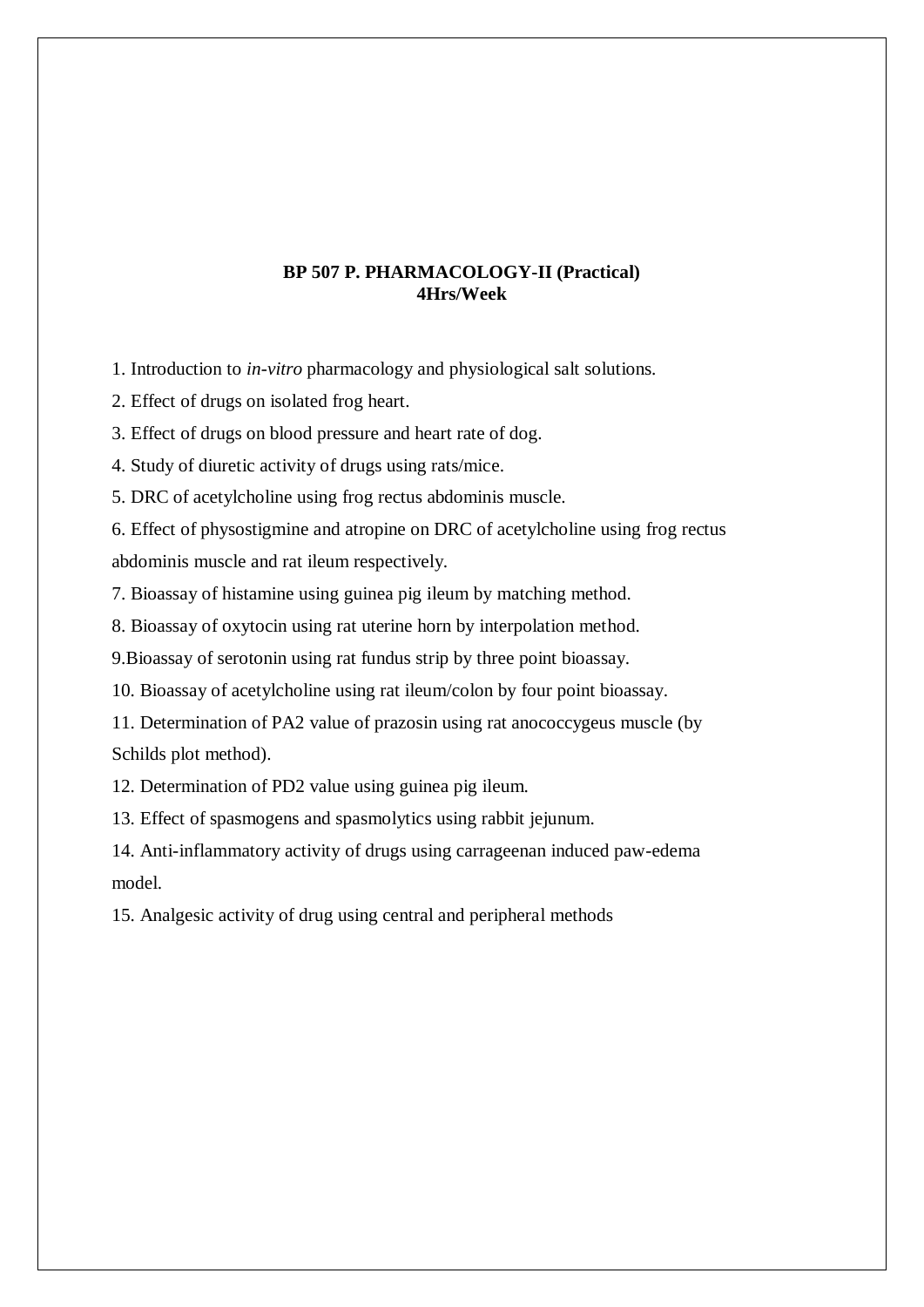**BP 507 P. PHARMACOLOGY-II (Practical)**
**4Hrs/Week**

1. Introduction to *in-vitro* pharmacology and physiological salt solutions.
2. Effect of drugs on isolated frog heart.
3. Effect of drugs on blood pressure and heart rate of dog.
4. Study of diuretic activity of drugs using rats/mice.
5. DRC of acetylcholine using frog rectus abdominis muscle.
6. Effect of physostigmine and atropine on DRC of acetylcholine using frog rectus abdominis muscle and rat ileum respectively.
7. Bioassay of histamine using guinea pig ileum by matching method.
8. Bioassay of oxytocin using rat uterine horn by interpolation method.
9. Bioassay of serotonin using rat fundus strip by three point bioassay.
10. Bioassay of acetylcholine using rat ileum/colon by four point bioassay.
11. Determination of PA2 value of prazosin using rat anococcygeus muscle (by Schilds plot method).
12. Determination of PD2 value using guinea pig ileum.
13. Effect of spasmogens and spasmolytics using rabbit jejunum.
14. Anti-inflammatory activity of drugs using carrageenan induced paw-edema model.
15. Analgesic activity of drug using central and peripheral methods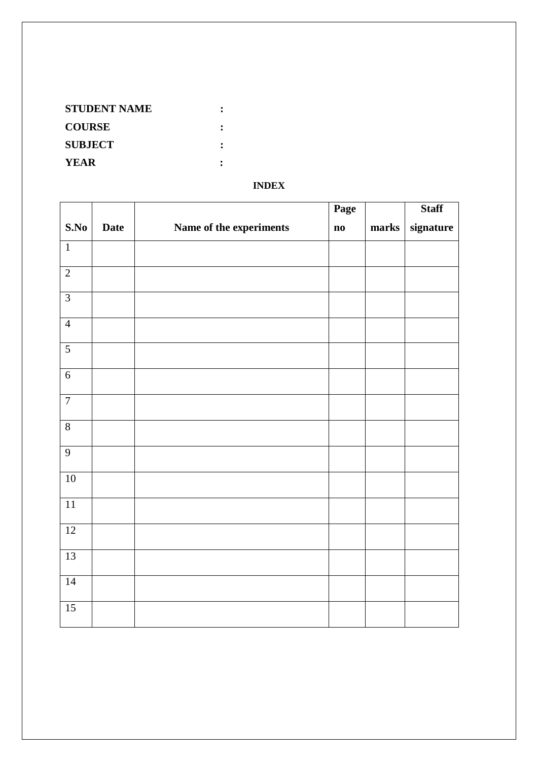**STUDENT NAME :**

**COURSE :**

**SUBJECT :**

**YEAR :**

**INDEX**

| S.No | Date | Name of the experiments | Page no | marks | Staff signature |
|---|---|---|---|---|---|
| 1 | | | | | |
| 2 | | | | | |
| 3 | | | | | |
| 4 | | | | | |
| 5 | | | | | |
| 6 | | | | | |
| 7 | | | | | |
| 8 | | | | | |
| 9 | | | | | |
| 10 | | | | | |
| 11 | | | | | |
| 12 | | | | | |
| 13 | | | | | |
| 14 | | | | | |
| 15 | | | | | |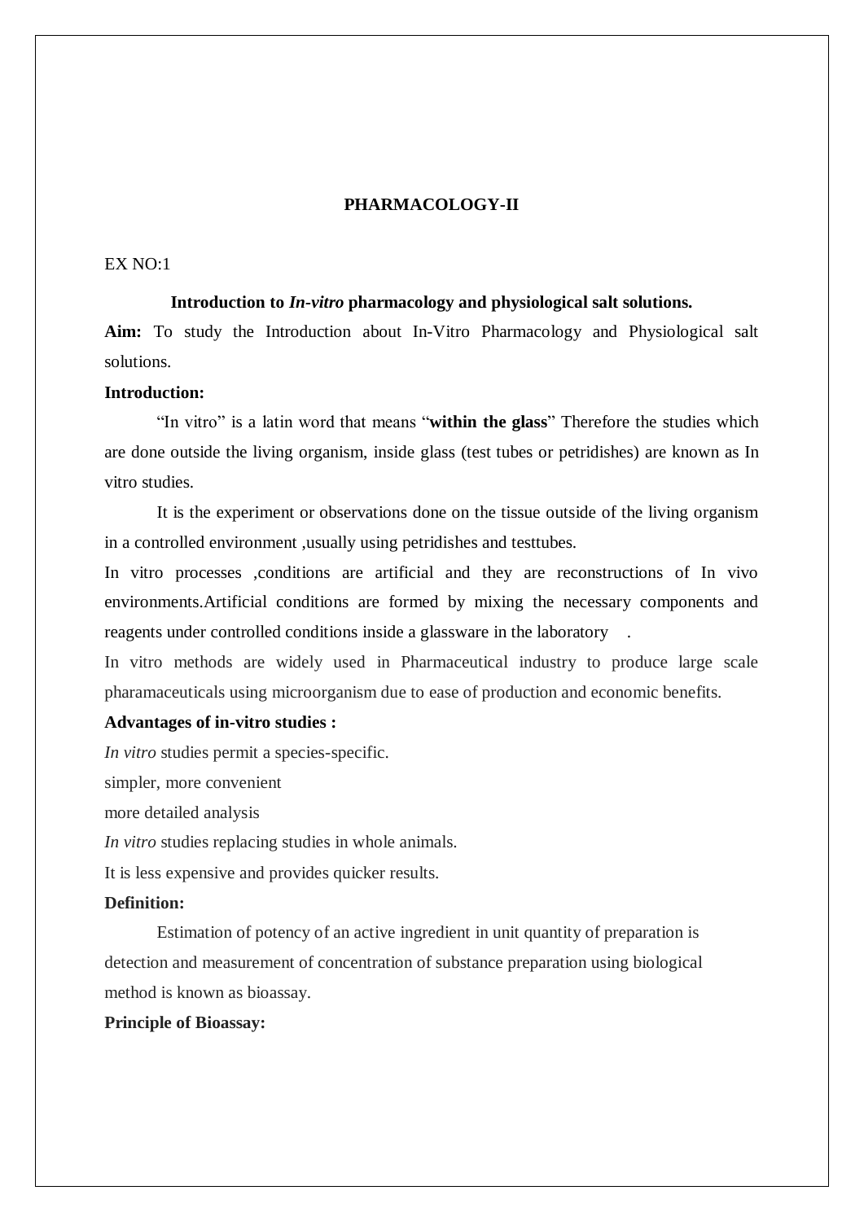# PHARMACOLOGY-II

EX NO:1

## Introduction to *In-vitro* pharmacology and physiological salt solutions.

**Aim:** To study the Introduction about In-Vitro Pharmacology and Physiological salt solutions.

**Introduction:**

"In vitro" is a latin word that means "**within the glass**" Therefore the studies which are done outside the living organism, inside glass (test tubes or petridishes) are known as In vitro studies.

It is the experiment or observations done on the tissue outside of the living organism in a controlled environment ,usually using petridishes and testtubes.

In vitro processes ,conditions are artificial and they are reconstructions of In vivo environments.Artificial conditions are formed by mixing the necessary components and reagents under controlled conditions inside a glassware in the laboratory .

In vitro methods are widely used in Pharmaceutical industry to produce large scale pharamaceuticals using microorganism due to ease of production and economic benefits.

**Advantages of in-vitro studies :**

*In vitro* studies permit a species-specific.

simpler, more convenient

more detailed analysis

*In vitro* studies replacing studies in whole animals.

It is less expensive and provides quicker results.

**Definition:**

Estimation of potency of an active ingredient in unit quantity of preparation is detection and measurement of concentration of substance preparation using biological method is known as bioassay.

**Principle of Bioassay:**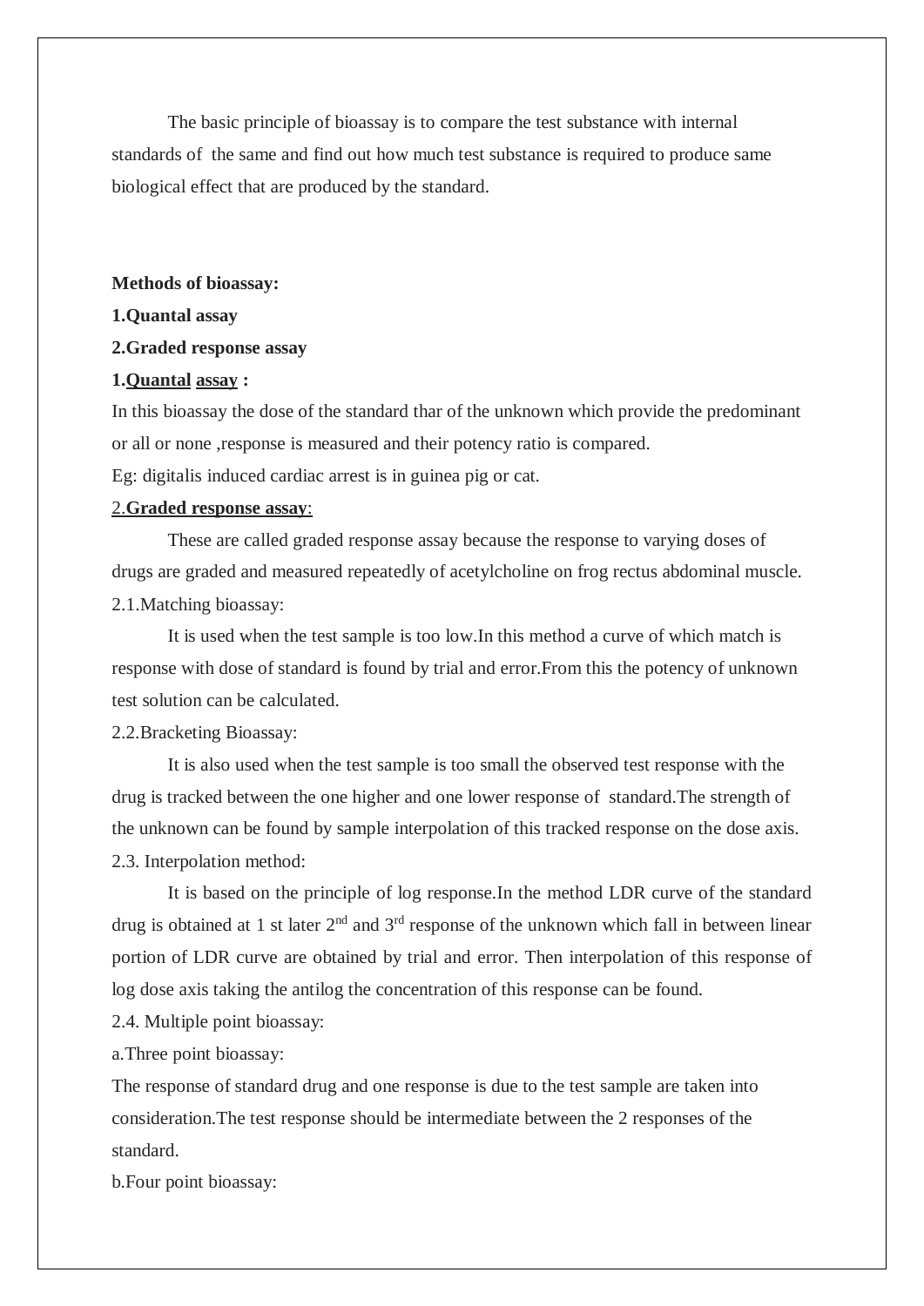The basic principle of bioassay is to compare the test substance with internal standards of the same and find out how much test substance is required to produce same biological effect that are produced by the standard.

**Methods of bioassay:**

**1.Quantal assay**

**2.Graded response assay**

**1.Quantal assay :**

In this bioassay the dose of the standard thar of the unknown which provide the predominant or all or none ,response is measured and their potency ratio is compared.

Eg: digitalis induced cardiac arrest is in guinea pig or cat.

2.**Graded response assay**:

These are called graded response assay because the response to varying doses of drugs are graded and measured repeatedly of acetylcholine on frog rectus abdominal muscle.

2.1.Matching bioassay:

It is used when the test sample is too low.In this method a curve of which match is response with dose of standard is found by trial and error.From this the potency of unknown test solution can be calculated.

2.2.Bracketing Bioassay:

It is also used when the test sample is too small the observed test response with the drug is tracked between the one higher and one lower response of standard.The strength of the unknown can be found by sample interpolation of this tracked response on the dose axis.

2.3. Interpolation method:

It is based on the principle of log response.In the method LDR curve of the standard drug is obtained at 1 st later $2^{nd}$ and $3^{rd}$ response of the unknown which fall in between linear portion of LDR curve are obtained by trial and error. Then interpolation of this response of log dose axis taking the antilog the concentration of this response can be found.

2.4. Multiple point bioassay:

a.Three point bioassay:

The response of standard drug and one response is due to the test sample are taken into consideration.The test response should be intermediate between the 2 responses of the standard.

b.Four point bioassay: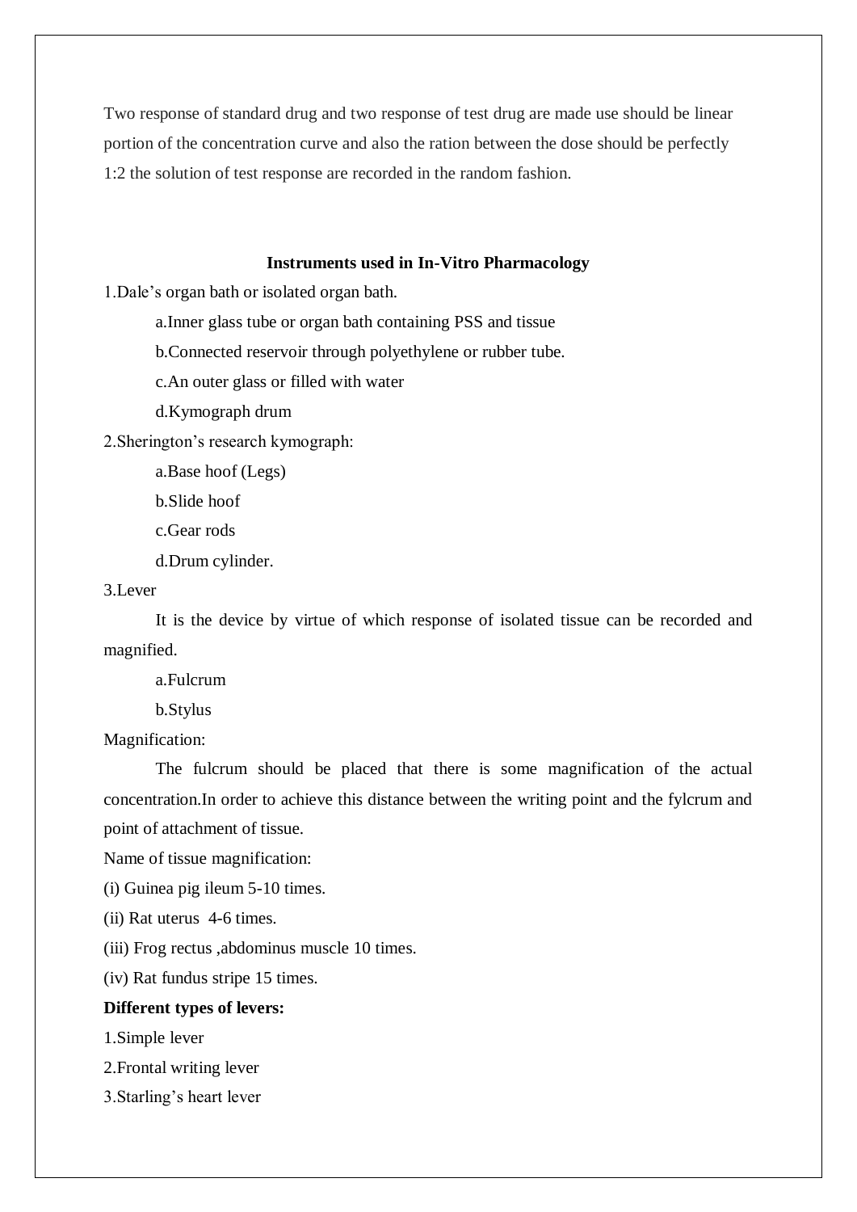Two response of standard drug and two response of test drug are made use should be linear portion of the concentration curve and also the ration between the dose should be perfectly 1:2 the solution of test response are recorded in the random fashion.

## Instruments used in In-Vitro Pharmacology

1.Dale's organ bath or isolated organ bath.

a.Inner glass tube or organ bath containing PSS and tissue

b.Connected reservoir through polyethylene or rubber tube.

c.An outer glass or filled with water

d.Kymograph drum

2.Sherington's research kymograph:

a.Base hoof (Legs)

b.Slide hoof

c.Gear rods

d.Drum cylinder.

3.Lever

It is the device by virtue of which response of isolated tissue can be recorded and magnified.

a.Fulcrum

b.Stylus

Magnification:

The fulcrum should be placed that there is some magnification of the actual concentration.In order to achieve this distance between the writing point and the fylcrum and point of attachment of tissue.

Name of tissue magnification:

(i) Guinea pig ileum 5-10 times.

(ii) Rat uterus 4-6 times.

(iii) Frog rectus ,abdominus muscle 10 times.

(iv) Rat fundus stripe 15 times.

**Different types of levers:**

1.Simple lever

2.Frontal writing lever

3.Starling's heart lever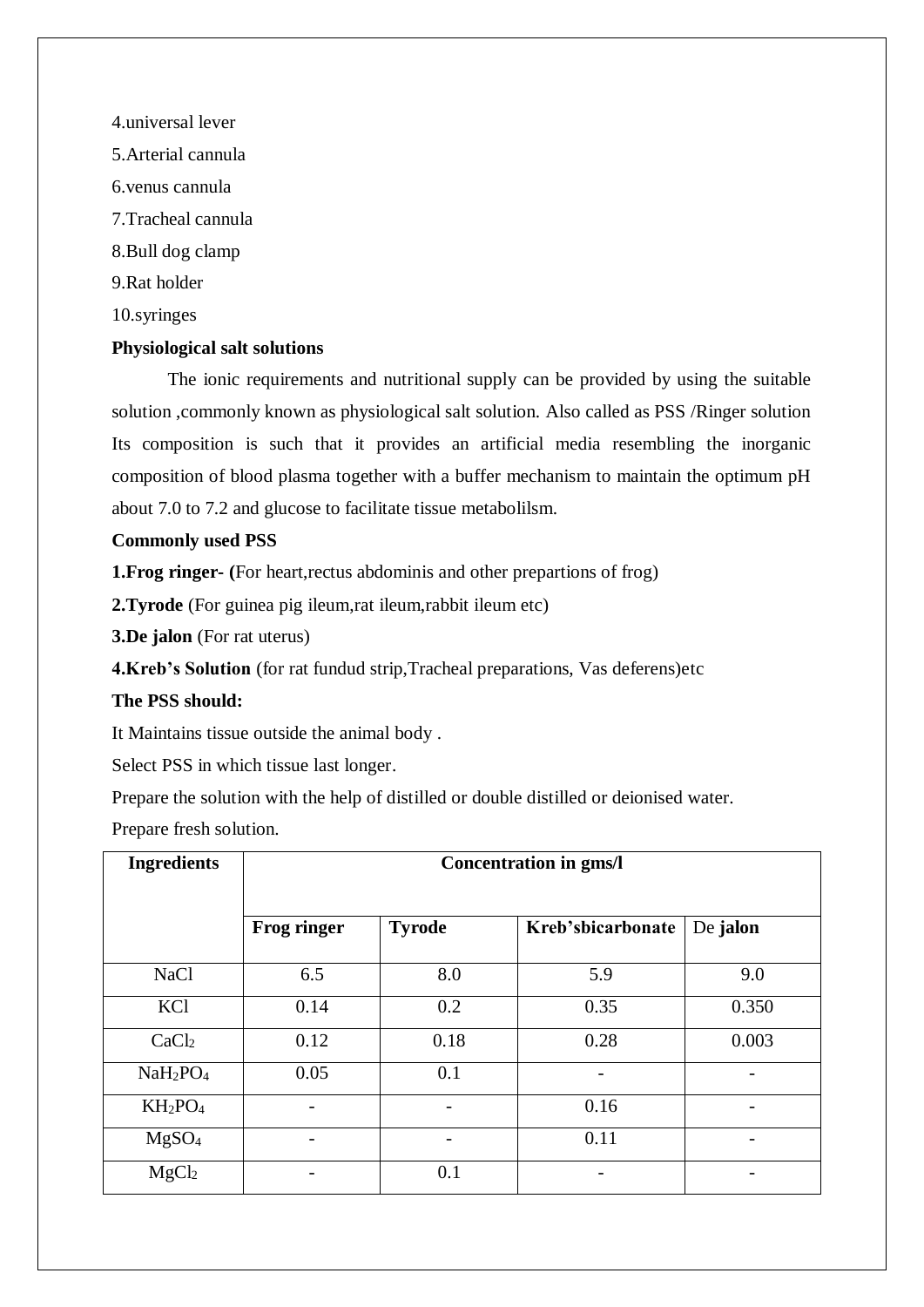4.universal lever

5.Arterial cannula

6.venus cannula

7.Tracheal cannula

8.Bull dog clamp

9.Rat holder

10.syringes

**Physiological salt solutions**

The ionic requirements and nutritional supply can be provided by using the suitable solution ,commonly known as physiological salt solution. Also called as PSS /Ringer solution Its composition is such that it provides an artificial media resembling the inorganic composition of blood plasma together with a buffer mechanism to maintain the optimum pH about 7.0 to 7.2 and glucose to facilitate tissue metabolilsm.

**Commonly used PSS**

**1.Frog ringer- (**For heart,rectus abdominis and other prepartions of frog)

**2.Tyrode** (For guinea pig ileum,rat ileum,rabbit ileum etc)

**3.De jalon** (For rat uterus)

**4.Kreb's Solution** (for rat fundud strip,Tracheal preparations, Vas deferens)etc

**The PSS should:**

It Maintains tissue outside the animal body .

Select PSS in which tissue last longer.

Prepare the solution with the help of distilled or double distilled or deionised water.

Prepare fresh solution.

| **Ingredients** | **Concentration in gms/l** | | | |
|---|---|---|---|---|
| | **Frog ringer** | **Tyrode** | **Kreb'sbicarbonate** | De **jalon** |
| NaCl | 6.5 | 8.0 | 5.9 | 9.0 |
| KCl | 0.14 | 0.2 | 0.35 | 0.350 |
| $CaCl_2$ | 0.12 | 0.18 | 0.28 | 0.003 |
| $NaH_2PO_4$ | 0.05 | 0.1 | - | - |
| $KH_2PO_4$ | - | - | 0.16 | - |
| $MgSO_4$ | - | - | 0.11 | - |
| $MgCl_2$ | - | 0.1 | - | - |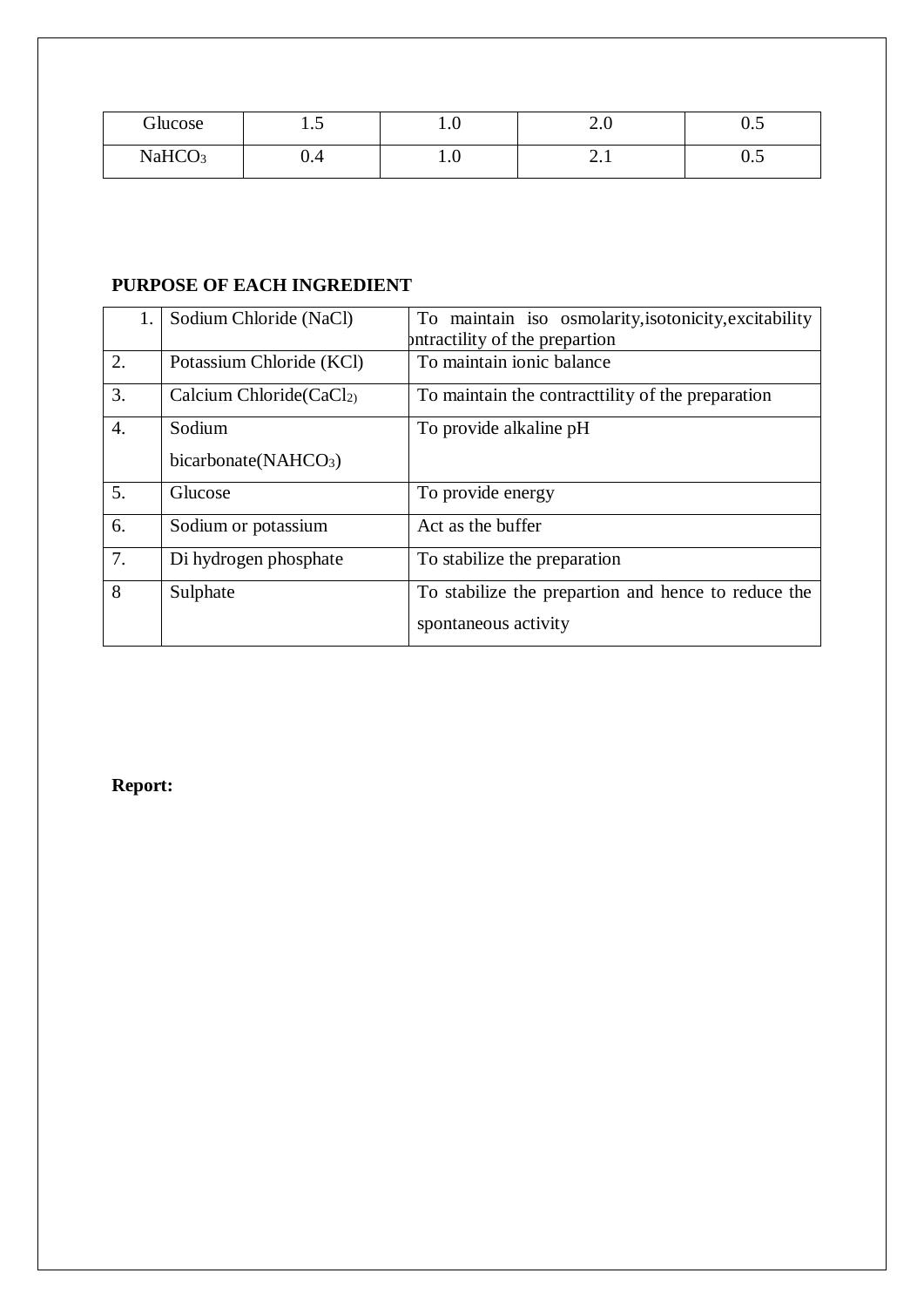| Glucose | 1.5 | 1.0 | 2.0 | 0.5 |
|---|---|---|---|---|
| $NaHCO_3$ | 0.4 | 1.0 | 2.1 | 0.5 |

**PURPOSE OF EACH INGREDIENT**

| 1. | Sodium Chloride (NaCl) | To maintain iso osmolarity,isotonicity,excitability ontractility of the prepartion |
|---|---|---|
| 2. | Potassium Chloride (KCl) | To maintain ionic balance |
| 3. | Calcium Chloride($CaCl_2$) | To maintain the contracttility of the preparation |
| 4. | Sodium bicarbonate($NAHCO_3$) | To provide alkaline pH |
| 5. | Glucose | To provide energy |
| 6. | Sodium or potassium | Act as the buffer |
| 7. | Di hydrogen phosphate | To stabilize the preparation |
| 8 | Sulphate | To stabilize the prepartion and hence to reduce the spontaneous activity |

**Report:**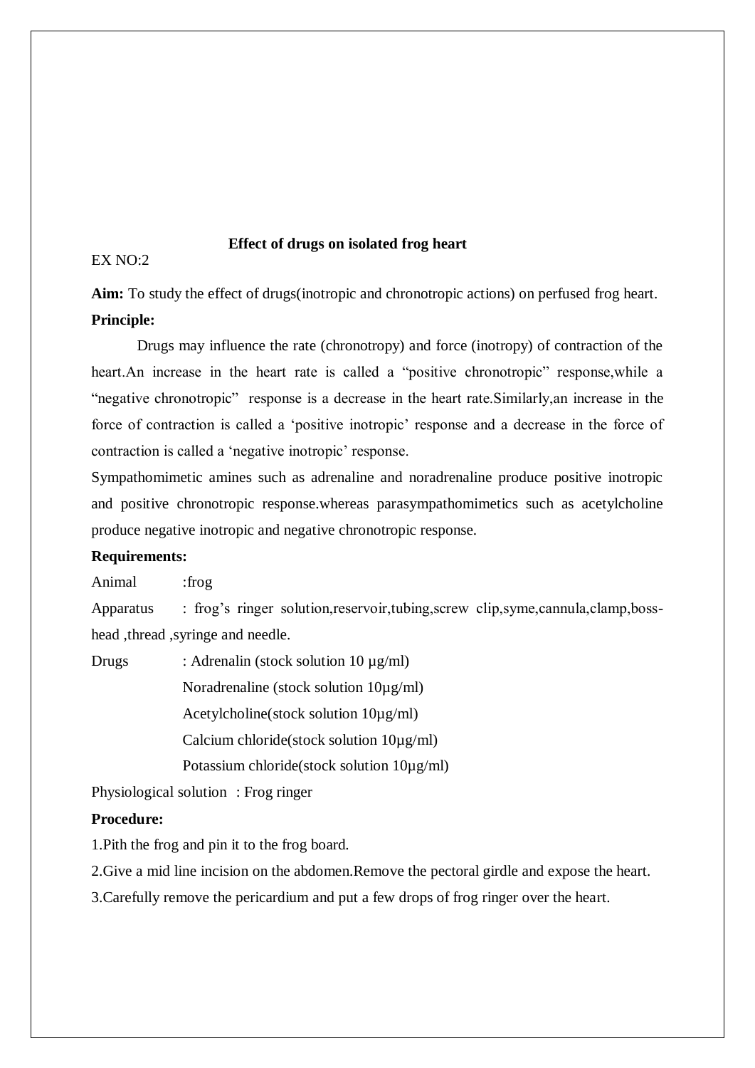## Effect of drugs on isolated frog heart

EX NO:2

**Aim:** To study the effect of drugs(inotropic and chronotropic actions) on perfused frog heart.

**Principle:**

Drugs may influence the rate (chronotropy) and force (inotropy) of contraction of the heart.An increase in the heart rate is called a "positive chronotropic" response,while a "negative chronotropic" response is a decrease in the heart rate.Similarly,an increase in the force of contraction is called a 'positive inotropic' response and a decrease in the force of contraction is called a 'negative inotropic' response.

Sympathomimetic amines such as adrenaline and noradrenaline produce positive inotropic and positive chronotropic response.whereas parasympathomimetics such as acetylcholine produce negative inotropic and negative chronotropic response.

**Requirements:**

Animal :frog

Apparatus : frog's ringer solution,reservoir,tubing,screw clip,syme,cannula,clamp,boss-head ,thread ,syringe and needle.

Drugs : Adrenalin (stock solution 10 µg/ml)

Noradrenaline (stock solution 10µg/ml)

Acetylcholine(stock solution 10µg/ml)

Calcium chloride(stock solution 10µg/ml)

Potassium chloride(stock solution 10µg/ml)

Physiological solution : Frog ringer

**Procedure:**

1.Pith the frog and pin it to the frog board.

2.Give a mid line incision on the abdomen.Remove the pectoral girdle and expose the heart.

3.Carefully remove the pericardium and put a few drops of frog ringer over the heart.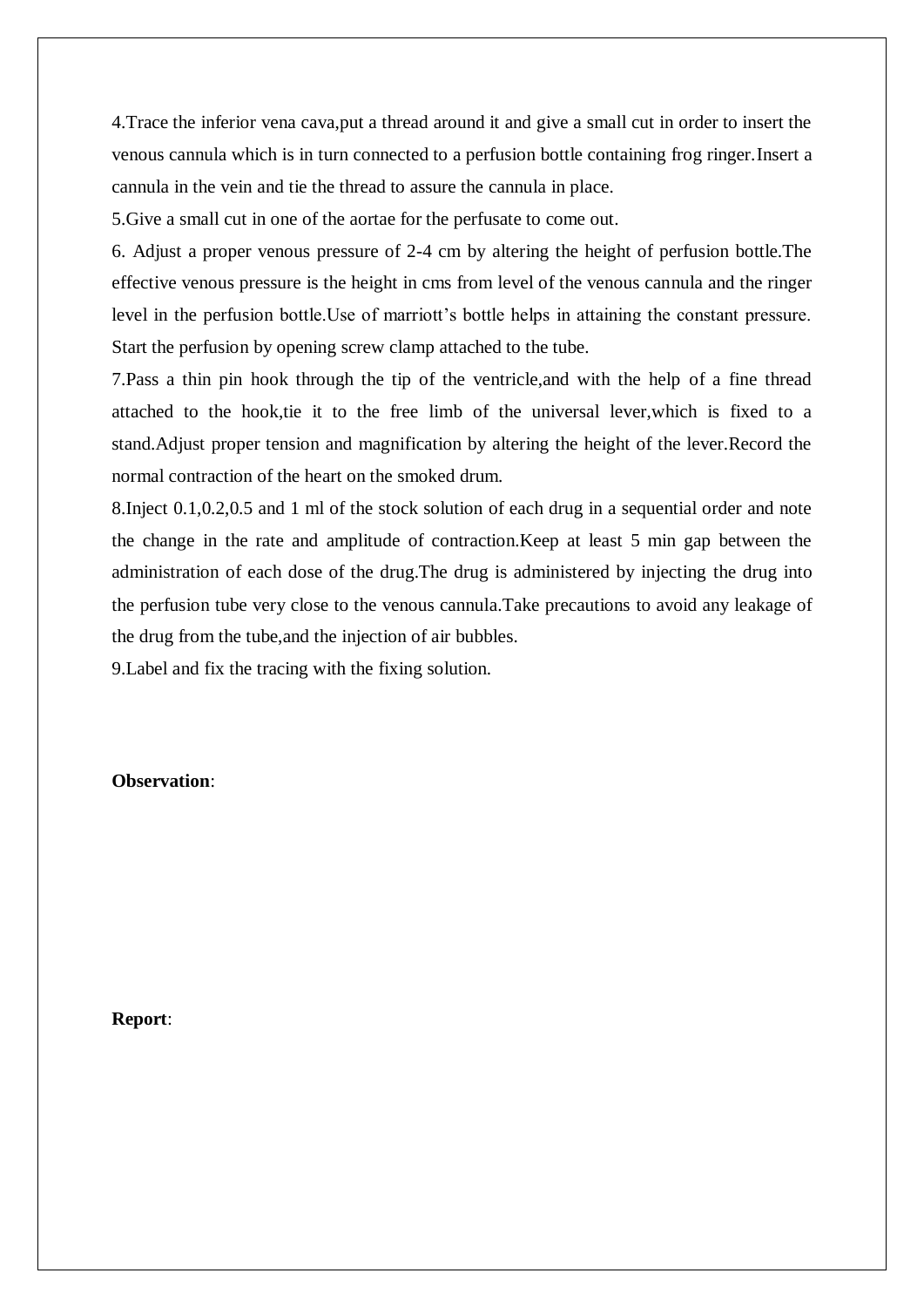4.Trace the inferior vena cava,put a thread around it and give a small cut in order to insert the venous cannula which is in turn connected to a perfusion bottle containing frog ringer.Insert a cannula in the vein and tie the thread to assure the cannula in place.

5.Give a small cut in one of the aortae for the perfusate to come out.

6. Adjust a proper venous pressure of 2-4 cm by altering the height of perfusion bottle.The effective venous pressure is the height in cms from level of the venous cannula and the ringer level in the perfusion bottle.Use of marriott's bottle helps in attaining the constant pressure. Start the perfusion by opening screw clamp attached to the tube.

7.Pass a thin pin hook through the tip of the ventricle,and with the help of a fine thread attached to the hook,tie it to the free limb of the universal lever,which is fixed to a stand.Adjust proper tension and magnification by altering the height of the lever.Record the normal contraction of the heart on the smoked drum.

8.Inject 0.1,0.2,0.5 and 1 ml of the stock solution of each drug in a sequential order and note the change in the rate and amplitude of contraction.Keep at least 5 min gap between the administration of each dose of the drug.The drug is administered by injecting the drug into the perfusion tube very close to the venous cannula.Take precautions to avoid any leakage of the drug from the tube,and the injection of air bubbles.

9.Label and fix the tracing with the fixing solution.

**Observation**:

**Report**: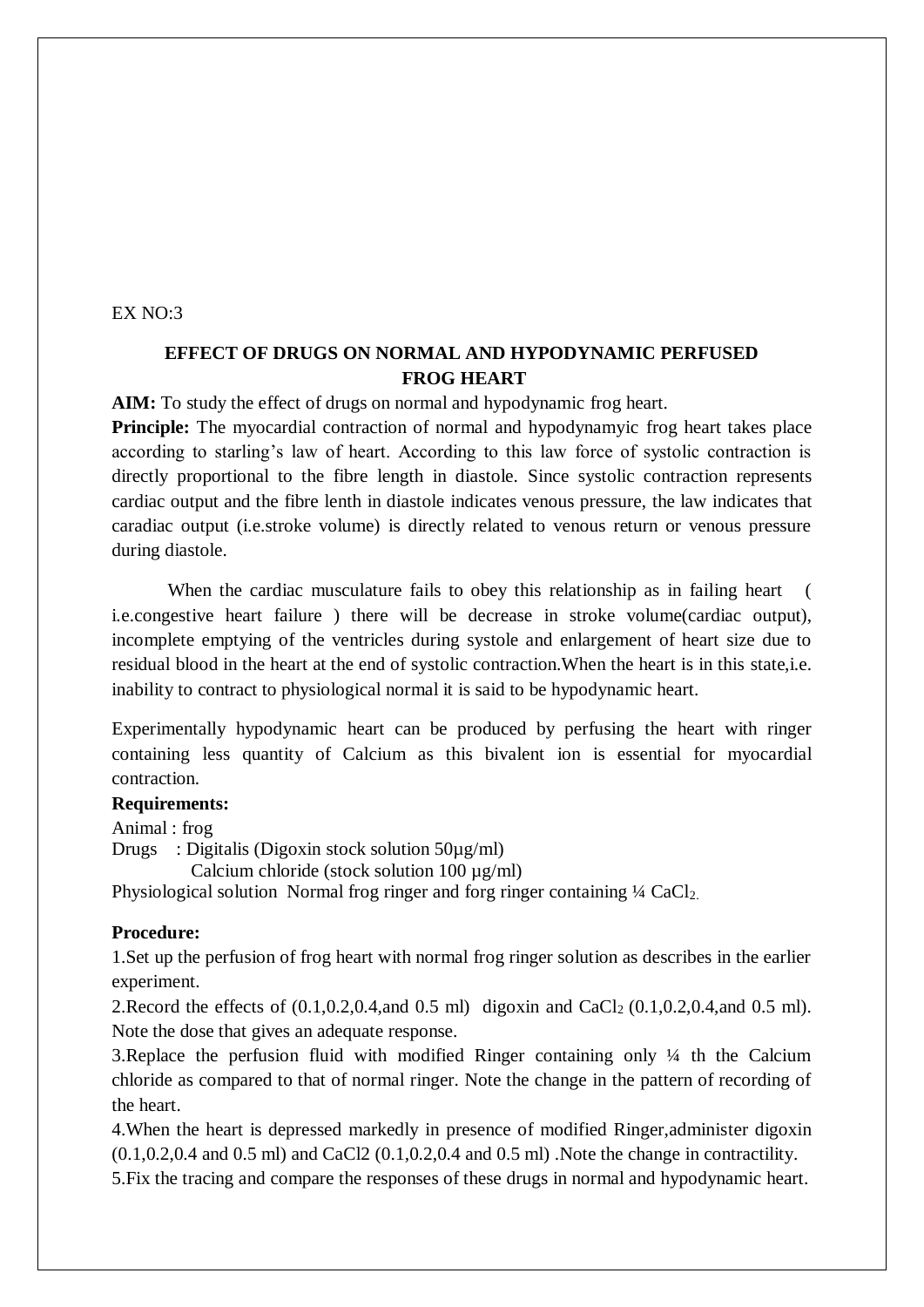EX NO:3

## EFFECT OF DRUGS ON NORMAL AND HYPODYNAMIC PERFUSED FROG HEART

**AIM:** To study the effect of drugs on normal and hypodynamic frog heart.

**Principle:** The myocardial contraction of normal and hypodynamyic frog heart takes place according to starling's law of heart. According to this law force of systolic contraction is directly proportional to the fibre length in diastole. Since systolic contraction represents cardiac output and the fibre lenth in diastole indicates venous pressure, the law indicates that caradiac output (i.e.stroke volume) is directly related to venous return or venous pressure during diastole.

When the cardiac musculature fails to obey this relationship as in failing heart ( i.e.congestive heart failure ) there will be decrease in stroke volume(cardiac output), incomplete emptying of the ventricles during systole and enlargement of heart size due to residual blood in the heart at the end of systolic contraction.When the heart is in this state,i.e. inability to contract to physiological normal it is said to be hypodynamic heart.

Experimentally hypodynamic heart can be produced by perfusing the heart with ringer containing less quantity of Calcium as this bivalent ion is essential for myocardial contraction.

**Requirements:**

Animal : frog

Drugs : Digitalis (Digoxin stock solution 50µg/ml)
Calcium chloride (stock solution 100 µg/ml)

Physiological solution Normal frog ringer and forg ringer containing ¼ $CaCl_2$.

**Procedure:**

1.Set up the perfusion of frog heart with normal frog ringer solution as describes in the earlier experiment.

2.Record the effects of (0.1,0.2,0.4,and 0.5 ml) digoxin and $CaCl_2$ (0.1,0.2,0.4,and 0.5 ml). Note the dose that gives an adequate response.

3.Replace the perfusion fluid with modified Ringer containing only ¼ th the Calcium chloride as compared to that of normal ringer. Note the change in the pattern of recording of the heart.

4.When the heart is depressed markedly in presence of modified Ringer,administer digoxin (0.1,0.2,0.4 and 0.5 ml) and CaCl2 (0.1,0.2,0.4 and 0.5 ml) .Note the change in contractility.

5.Fix the tracing and compare the responses of these drugs in normal and hypodynamic heart.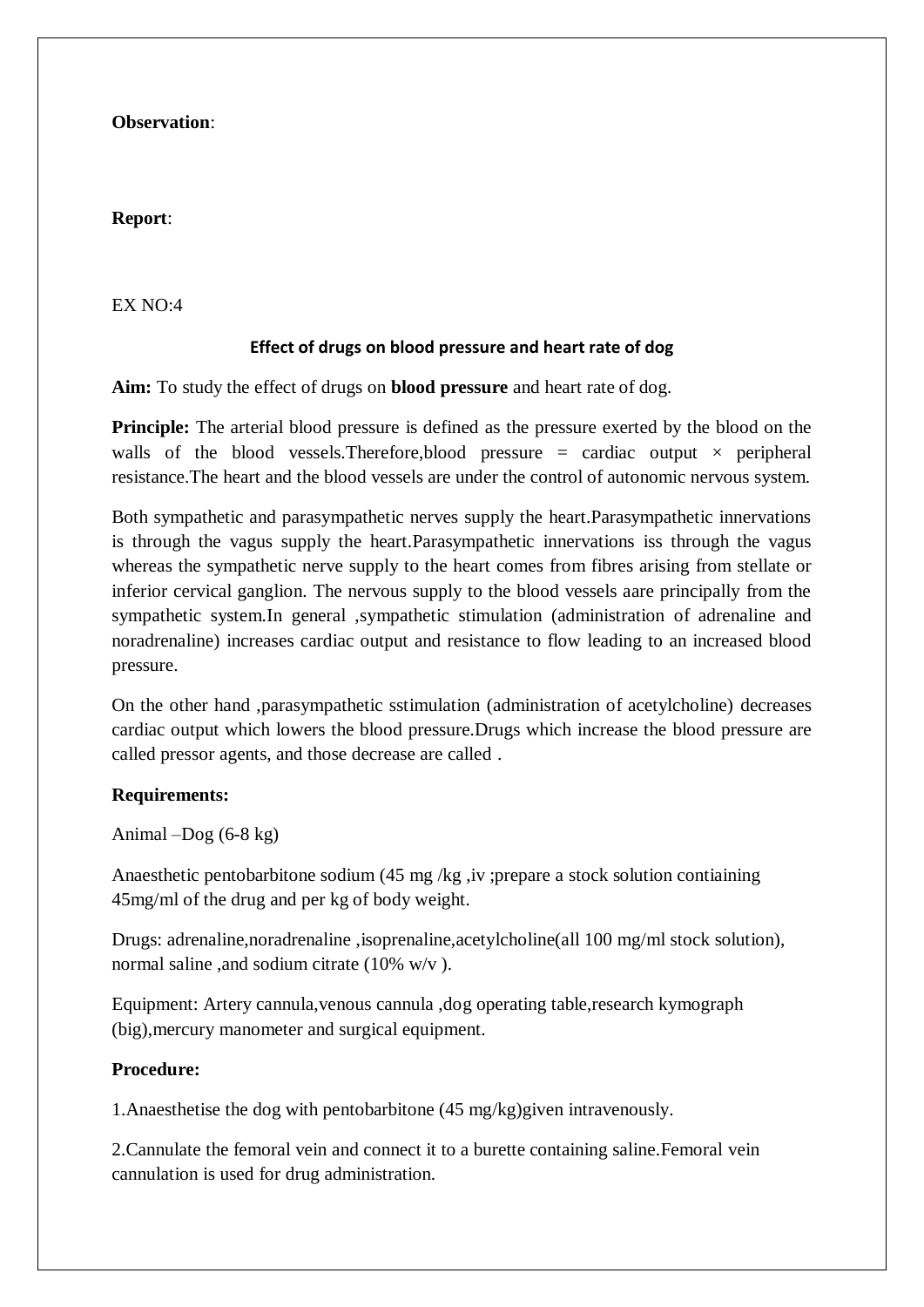**Observation**:

**Report**:

EX NO:4

## Effect of drugs on blood pressure and heart rate of dog

**Aim:** To study the effect of drugs on **blood pressure** and heart rate of dog.

**Principle:** The arterial blood pressure is defined as the pressure exerted by the blood on the walls of the blood vessels.Therefore,blood pressure = cardiac output × peripheral resistance.The heart and the blood vessels are under the control of autonomic nervous system.

Both sympathetic and parasympathetic nerves supply the heart.Parasympathetic innervations is through the vagus supply the heart.Parasympathetic innervations iss through the vagus whereas the sympathetic nerve supply to the heart comes from fibres arising from stellate or inferior cervical ganglion. The nervous supply to the blood vessels aare principally from the sympathetic system.In general ,sympathetic stimulation (administration of adrenaline and noradrenaline) increases cardiac output and resistance to flow leading to an increased blood pressure.

On the other hand ,parasympathetic sstimulation (administration of acetylcholine) decreases cardiac output which lowers the blood pressure.Drugs which increase the blood pressure are called pressor agents, and those decrease are called .

**Requirements:**

Animal –Dog (6-8 kg)

Anaesthetic pentobarbitone sodium (45 mg /kg ,iv ;prepare a stock solution contiaining 45mg/ml of the drug and per kg of body weight.

Drugs: adrenaline,noradrenaline ,isoprenaline,acetylcholine(all 100 mg/ml stock solution), normal saline ,and sodium citrate (10% w/v ).

Equipment: Artery cannula,venous cannula ,dog operating table,research kymograph (big),mercury manometer and surgical equipment.

**Procedure:**

1.Anaesthetise the dog with pentobarbitone (45 mg/kg)given intravenously.

2.Cannulate the femoral vein and connect it to a burette containing saline.Femoral vein cannulation is used for drug administration.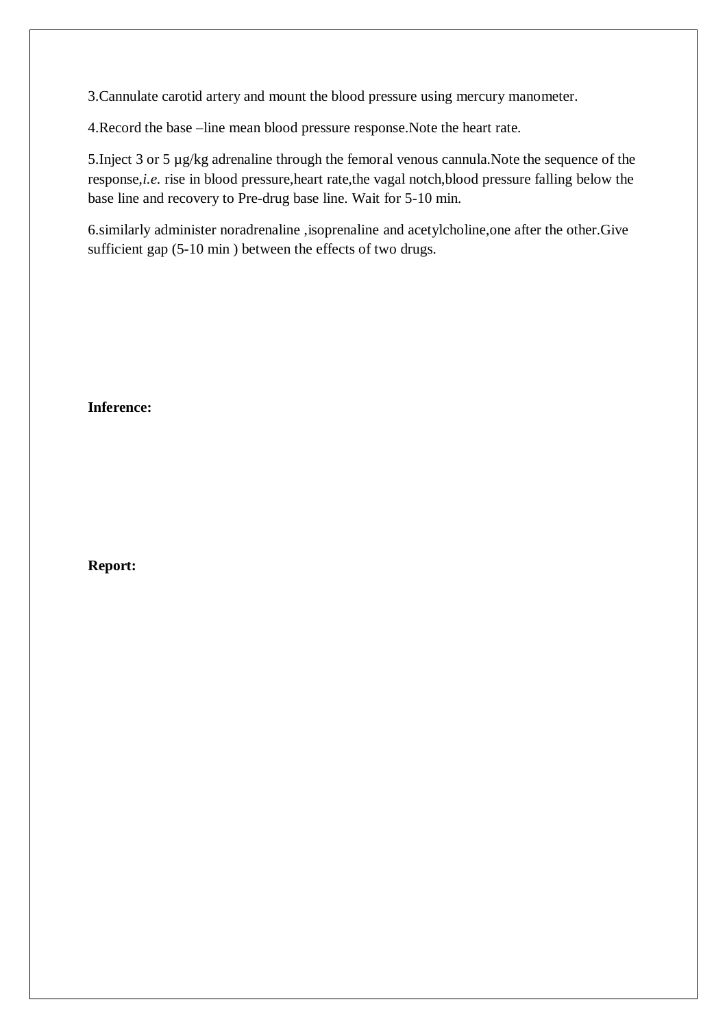3.Cannulate carotid artery and mount the blood pressure using mercury manometer.

4.Record the base –line mean blood pressure response.Note the heart rate.

5.Inject 3 or 5 µg/kg adrenaline through the femoral venous cannula.Note the sequence of the response,*i.e.* rise in blood pressure,heart rate,the vagal notch,blood pressure falling below the base line and recovery to Pre-drug base line. Wait for 5-10 min.

6.similarly administer noradrenaline ,isoprenaline and acetylcholine,one after the other.Give sufficient gap (5-10 min ) between the effects of two drugs.

**Inference:**

**Report:**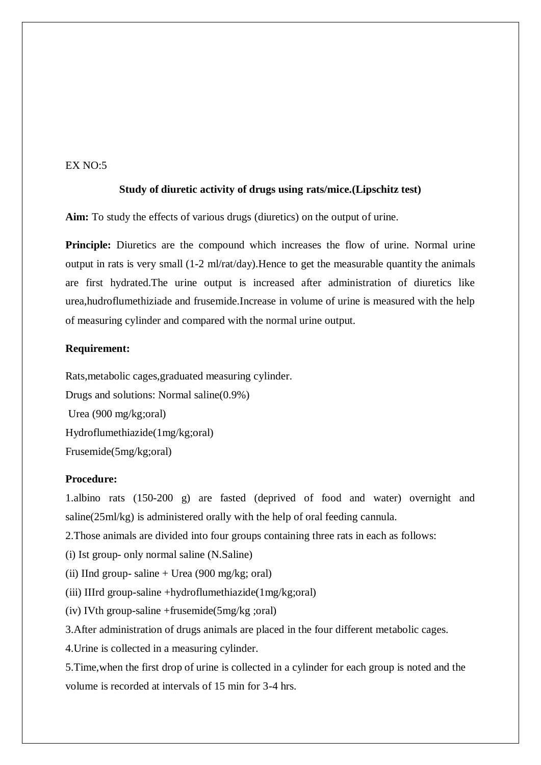EX NO:5

## Study of diuretic activity of drugs using rats/mice.(Lipschitz test)

**Aim:** To study the effects of various drugs (diuretics) on the output of urine.

**Principle:** Diuretics are the compound which increases the flow of urine. Normal urine output in rats is very small (1-2 ml/rat/day).Hence to get the measurable quantity the animals are first hydrated.The urine output is increased after administration of diuretics like urea,hudroflumethiziade and frusemide.Increase in volume of urine is measured with the help of measuring cylinder and compared with the normal urine output.

**Requirement:**

Rats,metabolic cages,graduated measuring cylinder.
Drugs and solutions: Normal saline(0.9%)
Urea (900 mg/kg;oral)
Hydroflumethiazide(1mg/kg;oral)
Frusemide(5mg/kg;oral)

**Procedure:**

1.albino rats (150-200 g) are fasted (deprived of food and water) overnight and saline(25ml/kg) is administered orally with the help of oral feeding cannula.

2.Those animals are divided into four groups containing three rats in each as follows:

(i) Ist group- only normal saline (N.Saline)

(ii) IInd group- saline + Urea (900 mg/kg; oral)

(iii) IIIrd group-saline +hydroflumethiazide(1mg/kg;oral)

(iv) IVth group-saline +frusemide(5mg/kg ;oral)

3.After administration of drugs animals are placed in the four different metabolic cages.

4.Urine is collected in a measuring cylinder.

5.Time,when the first drop of urine is collected in a cylinder for each group is noted and the volume is recorded at intervals of 15 min for 3-4 hrs.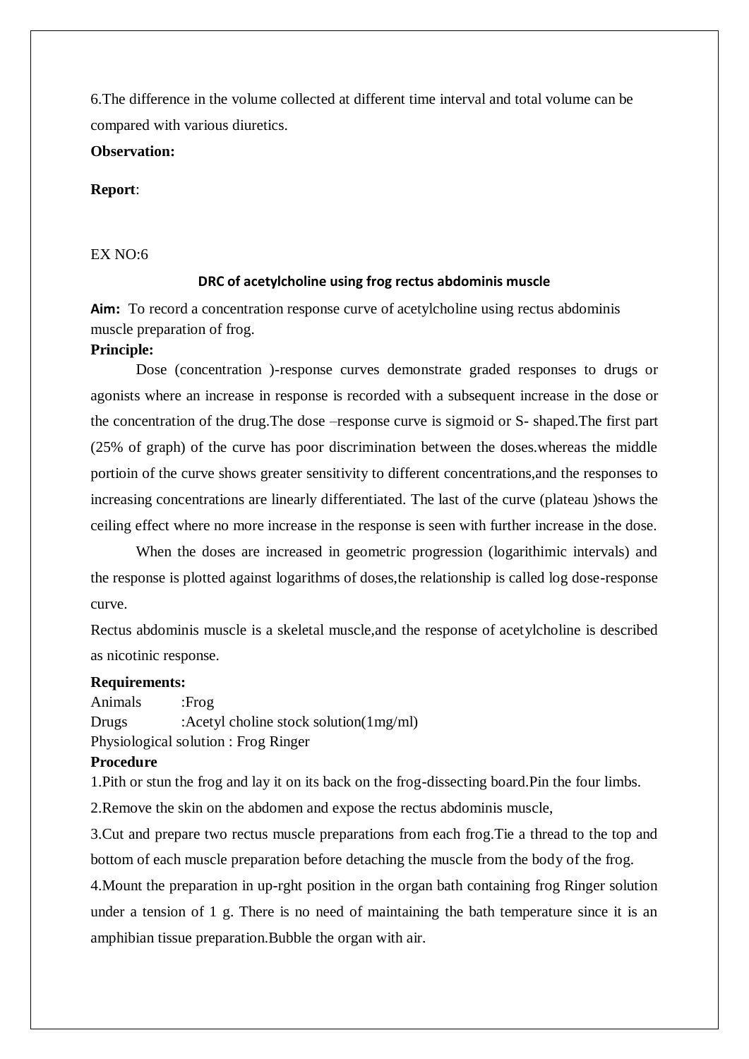6.The difference in the volume collected at different time interval and total volume can be compared with various diuretics.

**Observation:**

**Report**:

EX NO:6

### DRC of acetylcholine using frog rectus abdominis muscle

**Aim:** To record a concentration response curve of acetylcholine using rectus abdominis muscle preparation of frog.

**Principle:**

Dose (concentration )-response curves demonstrate graded responses to drugs or agonists where an increase in response is recorded with a subsequent increase in the dose or the concentration of the drug.The dose –response curve is sigmoid or S- shaped.The first part (25% of graph) of the curve has poor discrimination between the doses.whereas the middle portioin of the curve shows greater sensitivity to different concentrations,and the responses to increasing concentrations are linearly differentiated. The last of the curve (plateau )shows the ceiling effect where no more increase in the response is seen with further increase in the dose.

When the doses are increased in geometric progression (logarithimic intervals) and the response is plotted against logarithms of doses,the relationship is called log dose-response curve.

Rectus abdominis muscle is a skeletal muscle,and the response of acetylcholine is described as nicotinic response.

**Requirements:**

Animals :Frog
Drugs :Acetyl choline stock solution(1mg/ml)
Physiological solution : Frog Ringer

**Procedure**

1.Pith or stun the frog and lay it on its back on the frog-dissecting board.Pin the four limbs.

2.Remove the skin on the abdomen and expose the rectus abdominis muscle,

3.Cut and prepare two rectus muscle preparations from each frog.Tie a thread to the top and bottom of each muscle preparation before detaching the muscle from the body of the frog.

4.Mount the preparation in up-rght position in the organ bath containing frog Ringer solution under a tension of 1 g. There is no need of maintaining the bath temperature since it is an amphibian tissue preparation.Bubble the organ with air.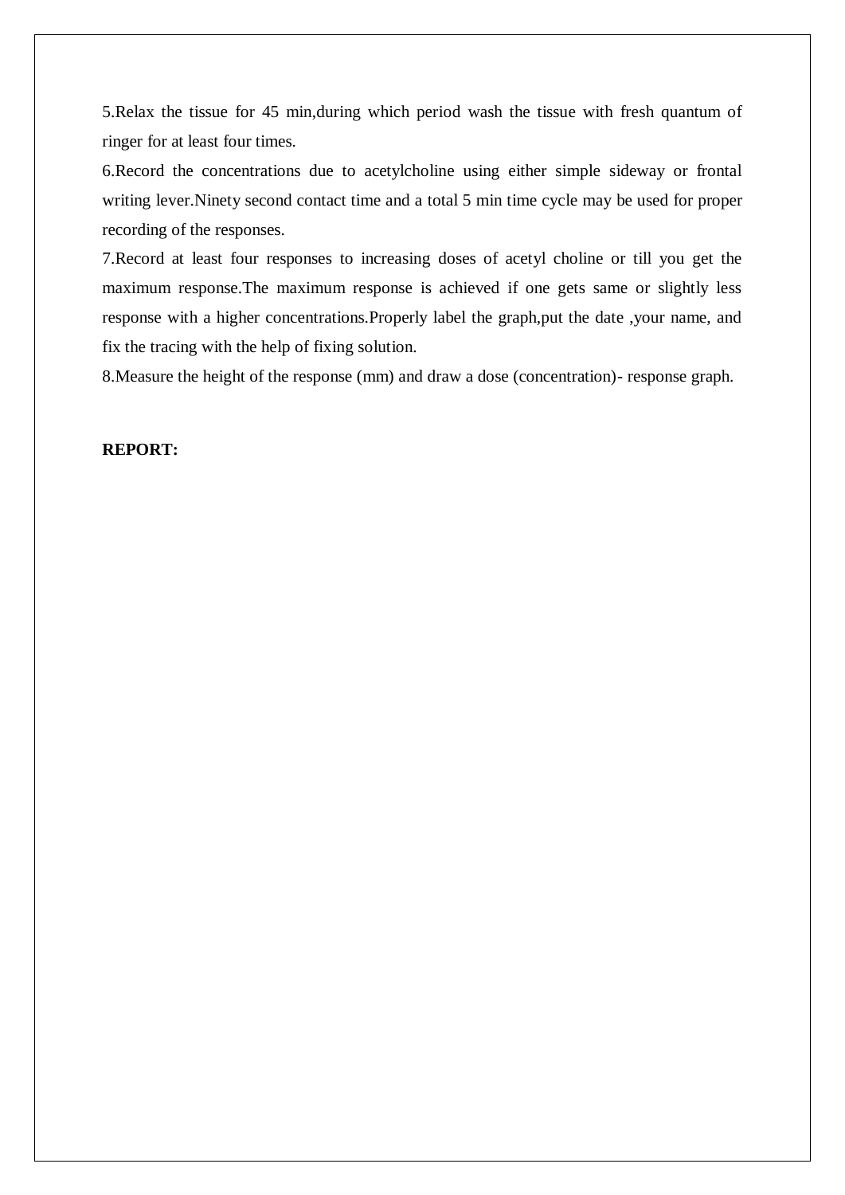5.Relax the tissue for 45 min,during which period wash the tissue with fresh quantum of ringer for at least four times.

6.Record the concentrations due to acetylcholine using either simple sideway or frontal writing lever.Ninety second contact time and a total 5 min time cycle may be used for proper recording of the responses.

7.Record at least four responses to increasing doses of acetyl choline or till you get the maximum response.The maximum response is achieved if one gets same or slightly less response with a higher concentrations.Properly label the graph,put the date ,your name, and fix the tracing with the help of fixing solution.

8.Measure the height of the response (mm) and draw a dose (concentration)- response graph.

**REPORT:**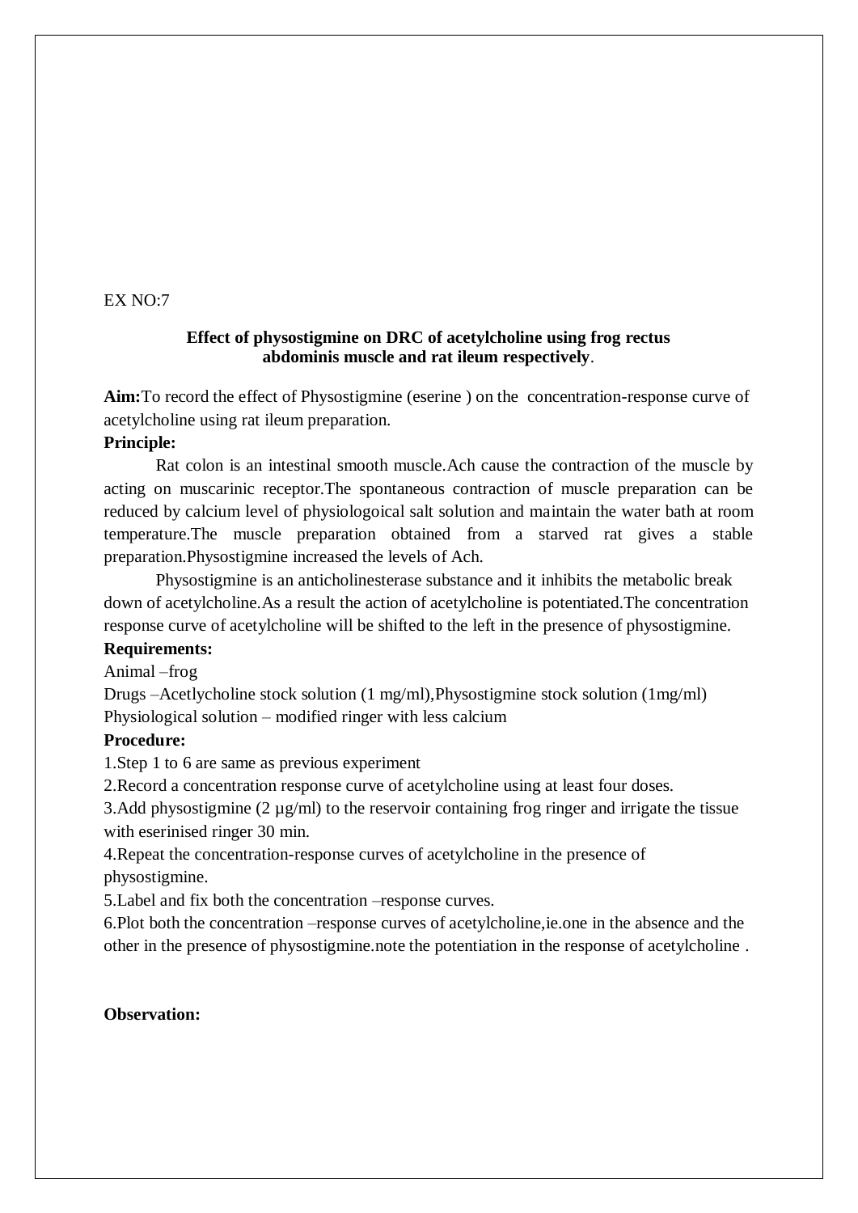EX NO:7

### Effect of physostigmine on DRC of acetylcholine using frog rectus abdominis muscle and rat ileum respectively.

**Aim:**To record the effect of Physostigmine (eserine ) on the concentration-response curve of acetylcholine using rat ileum preparation.

**Principle:**

Rat colon is an intestinal smooth muscle.Ach cause the contraction of the muscle by acting on muscarinic receptor.The spontaneous contraction of muscle preparation can be reduced by calcium level of physiologoical salt solution and maintain the water bath at room temperature.The muscle preparation obtained from a starved rat gives a stable preparation.Physostigmine increased the levels of Ach.

Physostigmine is an anticholinesterase substance and it inhibits the metabolic break down of acetylcholine.As a result the action of acetylcholine is potentiated.The concentration response curve of acetylcholine will be shifted to the left in the presence of physostigmine.

**Requirements:**

Animal –frog

Drugs –Acetlycholine stock solution (1 mg/ml),Physostigmine stock solution (1mg/ml)

Physiological solution – modified ringer with less calcium

**Procedure:**

1.Step 1 to 6 are same as previous experiment

2.Record a concentration response curve of acetylcholine using at least four doses.

3.Add physostigmine (2 µg/ml) to the reservoir containing frog ringer and irrigate the tissue with eserinised ringer 30 min.

4.Repeat the concentration-response curves of acetylcholine in the presence of physostigmine.

5.Label and fix both the concentration –response curves.

6.Plot both the concentration –response curves of acetylcholine,ie.one in the absence and the other in the presence of physostigmine.note the potentiation in the response of acetylcholine .

**Observation:**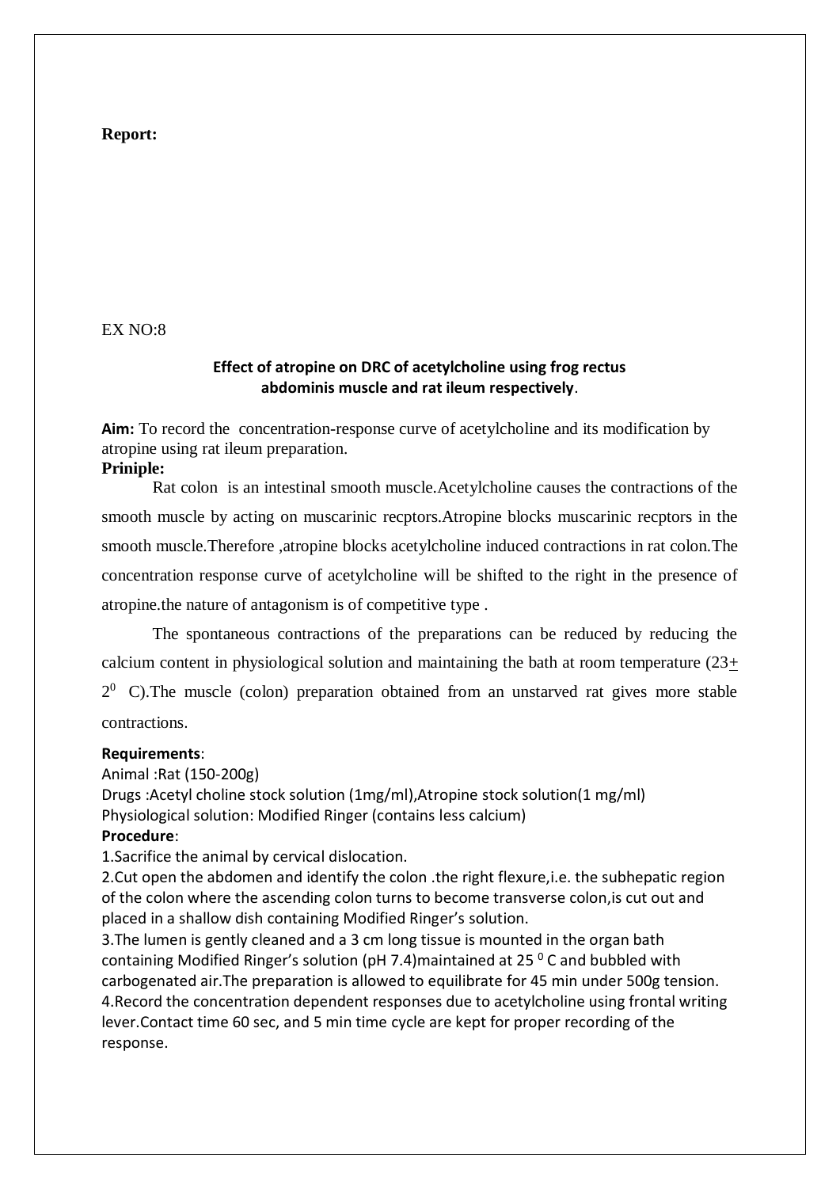**Report:**

EX NO:8

## Effect of atropine on DRC of acetylcholine using frog rectus abdominis muscle and rat ileum respectively.

**Aim:** To record the concentration-response curve of acetylcholine and its modification by atropine using rat ileum preparation.

**Priniple:**

Rat colon is an intestinal smooth muscle.Acetylcholine causes the contractions of the smooth muscle by acting on muscarinic recptors.Atropine blocks muscarinic recptors in the smooth muscle.Therefore ,atropine blocks acetylcholine induced contractions in rat colon.The concentration response curve of acetylcholine will be shifted to the right in the presence of atropine.the nature of antagonism is of competitive type .

The spontaneous contractions of the preparations can be reduced by reducing the calcium content in physiological solution and maintaining the bath at room temperature ($23 \pm 2^0$ C).The muscle (colon) preparation obtained from an unstarved rat gives more stable contractions.

**Requirements**:

Animal :Rat (150-200g)

Drugs :Acetyl choline stock solution (1mg/ml),Atropine stock solution(1 mg/ml)

Physiological solution: Modified Ringer (contains less calcium)

**Procedure**:

1.Sacrifice the animal by cervical dislocation.

2.Cut open the abdomen and identify the colon .the right flexure,i.e. the subhepatic region of the colon where the ascending colon turns to become transverse colon,is cut out and placed in a shallow dish containing Modified Ringer's solution.

3.The lumen is gently cleaned and a 3 cm long tissue is mounted in the organ bath containing Modified Ringer's solution (pH 7.4)maintained at 25 $^0$ C and bubbled with carbogenated air.The preparation is allowed to equilibrate for 45 min under 500g tension.

4.Record the concentration dependent responses due to acetylcholine using frontal writing lever.Contact time 60 sec, and 5 min time cycle are kept for proper recording of the response.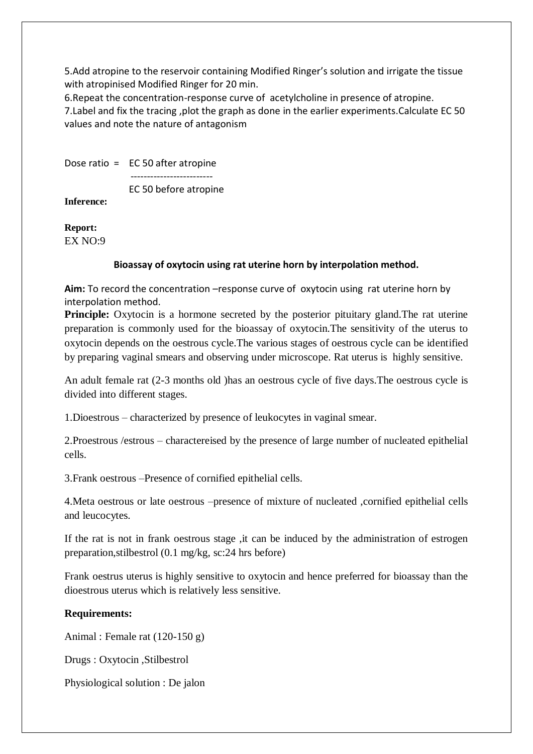5.Add atropine to the reservoir containing Modified Ringer's solution and irrigate the tissue with atropinised Modified Ringer for 20 min.

6.Repeat the concentration-response curve of acetylcholine in presence of atropine.

7.Label and fix the tracing ,plot the graph as done in the earlier experiments.Calculate EC 50 values and note the nature of antagonism

$$\text{Dose ratio} = \frac{\text{EC 50 after atropine}}{\text{EC 50 before atropine}}$$

**Inference:**

**Report:**

EX NO:9

**Bioassay of oxytocin using rat uterine horn by interpolation method.**

**Aim:** To record the concentration –response curve of oxytocin using rat uterine horn by interpolation method.

**Principle:** Oxytocin is a hormone secreted by the posterior pituitary gland.The rat uterine preparation is commonly used for the bioassay of oxytocin.The sensitivity of the uterus to oxytocin depends on the oestrous cycle.The various stages of oestrous cycle can be identified by preparing vaginal smears and observing under microscope. Rat uterus is highly sensitive.

An adult female rat (2-3 months old )has an oestrous cycle of five days.The oestrous cycle is divided into different stages.

1.Dioestrous – characterized by presence of leukocytes in vaginal smear.

2.Proestrous /estrous – charactereised by the presence of large number of nucleated epithelial cells.

3.Frank oestrous –Presence of cornified epithelial cells.

4.Meta oestrous or late oestrous –presence of mixture of nucleated ,cornified epithelial cells and leucocytes.

If the rat is not in frank oestrous stage ,it can be induced by the administration of estrogen preparation,stilbestrol (0.1 mg/kg, sc:24 hrs before)

Frank oestrus uterus is highly sensitive to oxytocin and hence preferred for bioassay than the dioestrous uterus which is relatively less sensitive.

**Requirements:**

Animal : Female rat (120-150 g)

Drugs : Oxytocin ,Stilbestrol

Physiological solution : De jalon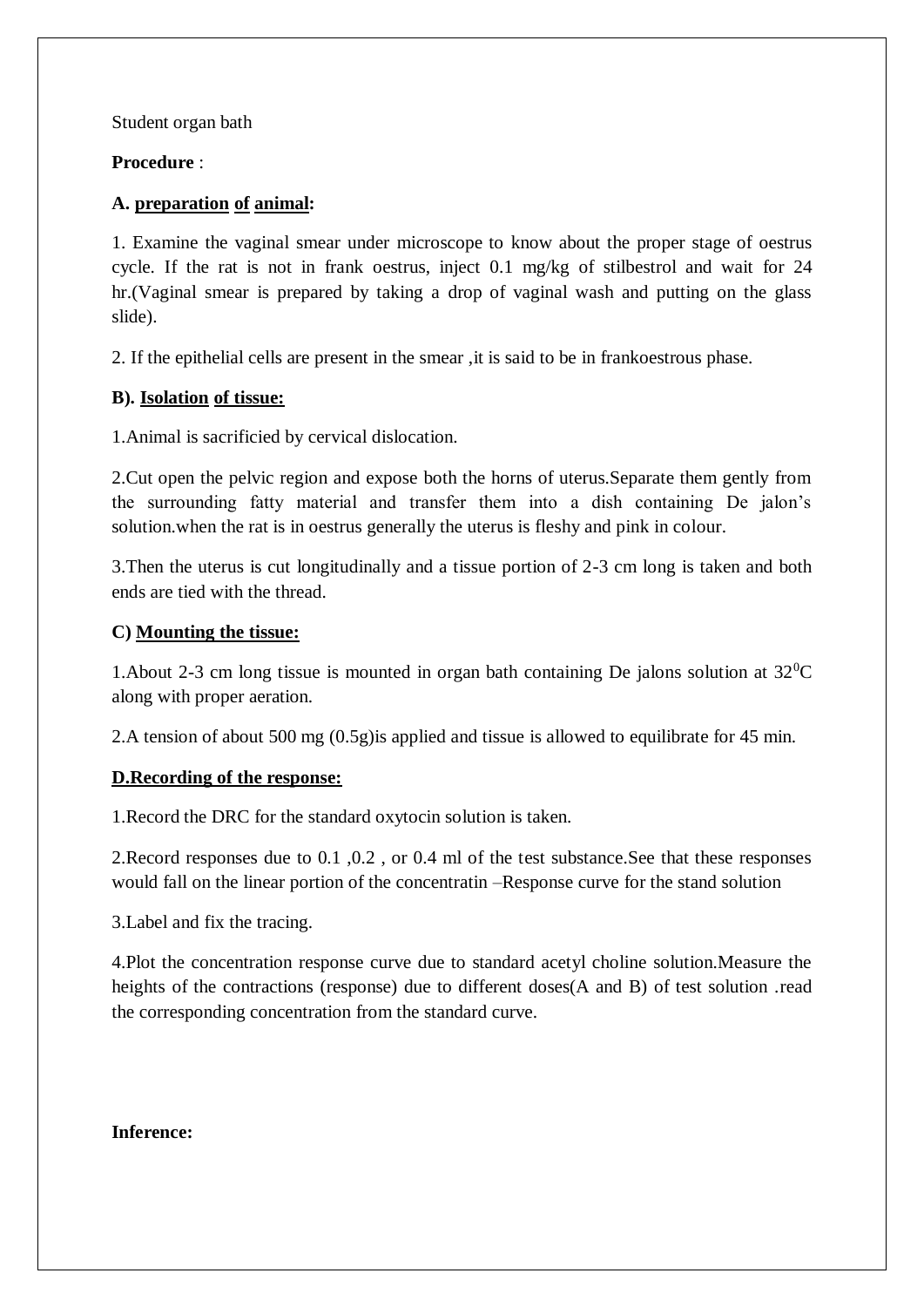Student organ bath

**Procedure** :

**A. preparation of animal:**

1. Examine the vaginal smear under microscope to know about the proper stage of oestrus cycle. If the rat is not in frank oestrus, inject 0.1 mg/kg of stilbestrol and wait for 24 hr.(Vaginal smear is prepared by taking a drop of vaginal wash and putting on the glass slide).

2. If the epithelial cells are present in the smear ,it is said to be in frankoestrous phase.

**B). Isolation of tissue:**

1.Animal is sacrificied by cervical dislocation.

2.Cut open the pelvic region and expose both the horns of uterus.Separate them gently from the surrounding fatty material and transfer them into a dish containing De jalon's solution.when the rat is in oestrus generally the uterus is fleshy and pink in colour.

3.Then the uterus is cut longitudinally and a tissue portion of 2-3 cm long is taken and both ends are tied with the thread.

**C) Mounting the tissue:**

1.About 2-3 cm long tissue is mounted in organ bath containing De jalons solution at $32^{0}$C along with proper aeration.

2.A tension of about 500 mg (0.5g)is applied and tissue is allowed to equilibrate for 45 min.

**D.Recording of the response:**

1.Record the DRC for the standard oxytocin solution is taken.

2.Record responses due to 0.1 ,0.2 , or 0.4 ml of the test substance.See that these responses would fall on the linear portion of the concentratin –Response curve for the stand solution

3.Label and fix the tracing.

4.Plot the concentration response curve due to standard acetyl choline solution.Measure the heights of the contractions (response) due to different doses(A and B) of test solution .read the corresponding concentration from the standard curve.

**Inference:**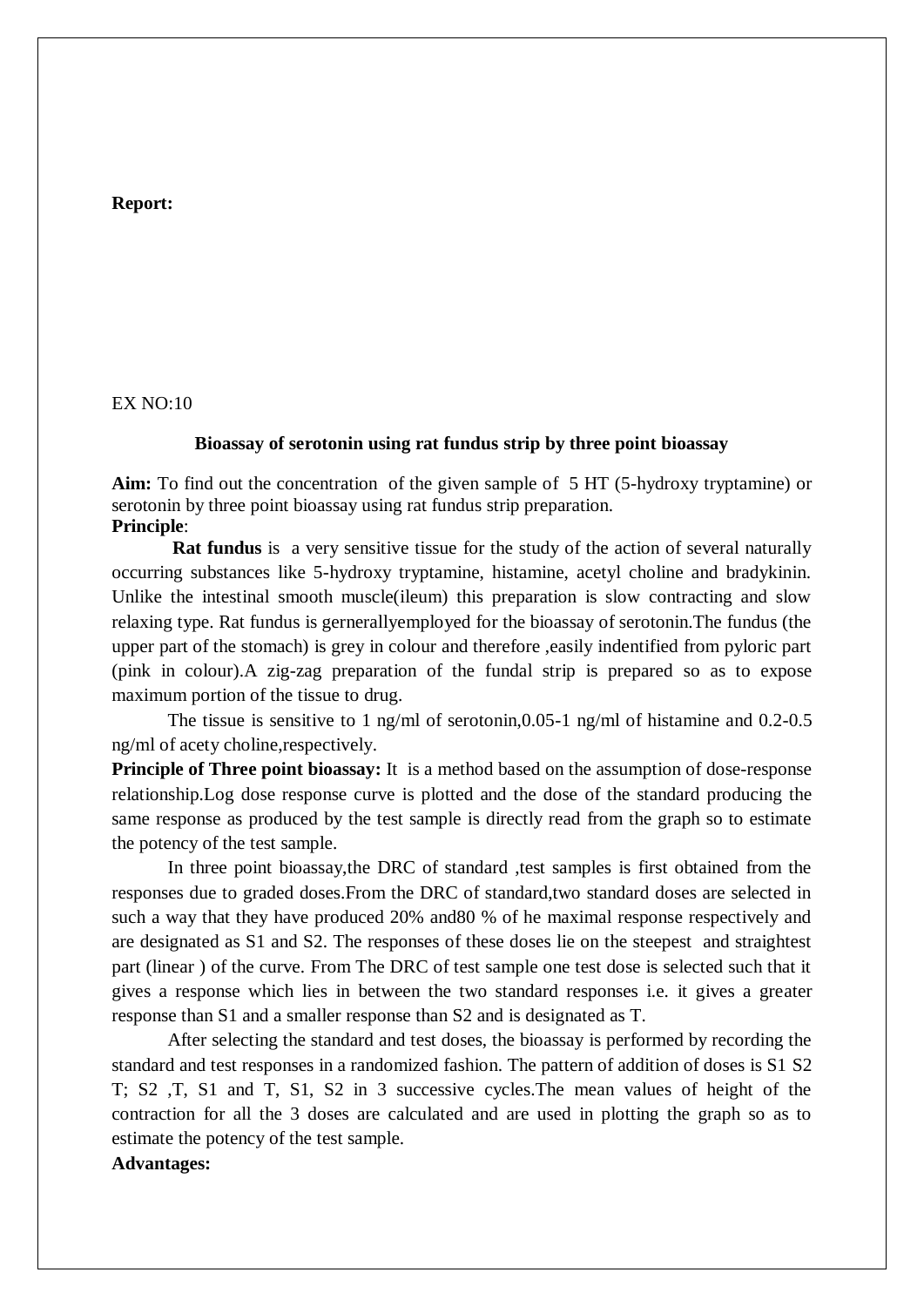**Report:**

EX NO:10

**Bioassay of serotonin using rat fundus strip by three point bioassay**

**Aim:** To find out the concentration of the given sample of 5 HT (5-hydroxy tryptamine) or serotonin by three point bioassay using rat fundus strip preparation.

**Principle**:

**Rat fundus** is a very sensitive tissue for the study of the action of several naturally occurring substances like 5-hydroxy tryptamine, histamine, acetyl choline and bradykinin. Unlike the intestinal smooth muscle(ileum) this preparation is slow contracting and slow relaxing type. Rat fundus is gernerallyemployed for the bioassay of serotonin.The fundus (the upper part of the stomach) is grey in colour and therefore ,easily indentified from pyloric part (pink in colour).A zig-zag preparation of the fundal strip is prepared so as to expose maximum portion of the tissue to drug.

The tissue is sensitive to 1 ng/ml of serotonin,0.05-1 ng/ml of histamine and 0.2-0.5 ng/ml of acety choline,respectively.

**Principle of Three point bioassay:** It is a method based on the assumption of dose-response relationship.Log dose response curve is plotted and the dose of the standard producing the same response as produced by the test sample is directly read from the graph so to estimate the potency of the test sample.

In three point bioassay,the DRC of standard ,test samples is first obtained from the responses due to graded doses.From the DRC of standard,two standard doses are selected in such a way that they have produced 20% and80 % of he maximal response respectively and are designated as S1 and S2. The responses of these doses lie on the steepest and straightest part (linear ) of the curve. From The DRC of test sample one test dose is selected such that it gives a response which lies in between the two standard responses i.e. it gives a greater response than S1 and a smaller response than S2 and is designated as T.

After selecting the standard and test doses, the bioassay is performed by recording the standard and test responses in a randomized fashion. The pattern of addition of doses is S1 S2 T; S2 ,T, S1 and T, S1, S2 in 3 successive cycles.The mean values of height of the contraction for all the 3 doses are calculated and are used in plotting the graph so as to estimate the potency of the test sample.

**Advantages:**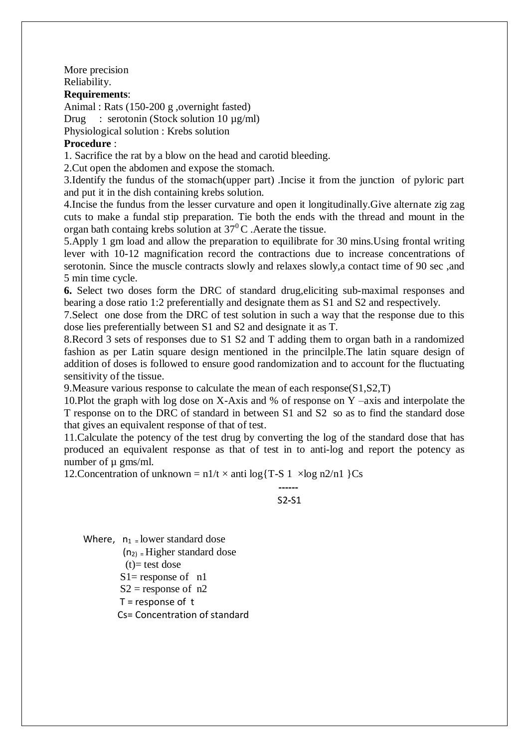More precision

Reliability.

**Requirements**:

Animal : Rats (150-200 g ,overnight fasted)

Drug : serotonin (Stock solution 10 µg/ml)

Physiological solution : Krebs solution

**Procedure** :

1. Sacrifice the rat by a blow on the head and carotid bleeding.
2. Cut open the abdomen and expose the stomach.
3. Identify the fundus of the stomach(upper part) .Incise it from the junction of pyloric part and put it in the dish containing krebs solution.
4. Incise the fundus from the lesser curvature and open it longitudinally.Give alternate zig zag cuts to make a fundal stip preparation. Tie both the ends with the thread and mount in the organ bath containg krebs solution at $37^0$ C .Aerate the tissue.
5. Apply 1 gm load and allow the preparation to equilibrate for 30 mins.Using frontal writing lever with 10-12 magnification record the contractions due to increase concentrations of serotonin. Since the muscle contracts slowly and relaxes slowly,a contact time of 90 sec ,and 5 min time cycle.
6. Select two doses form the DRC of standard drug,eliciting sub-maximal responses and bearing a dose ratio 1:2 preferentially and designate them as S1 and S2 and respectively.
7. Select one dose from the DRC of test solution in such a way that the response due to this dose lies preferentially between S1 and S2 and designate it as T.
8. Record 3 sets of responses due to S1 S2 and T adding them to organ bath in a randomized fashion as per Latin square design mentioned in the princilple.The latin square design of addition of doses is followed to ensure good randomization and to account for the fluctuating sensitivity of the tissue.
9. Measure various response to calculate the mean of each response(S1,S2,T)
10. Plot the graph with log dose on X-Axis and % of response on Y –axis and interpolate the T response on to the DRC of standard in between S1 and S2 so as to find the standard dose that gives an equivalent response of that of test.
11. Calculate the potency of the test drug by converting the log of the standard dose that has produced an equivalent response as that of test in to anti-log and report the potency as number of µ gms/ml.
12. Concentration of unknown = $n1/t \times \text{anti log}\left\{\frac{T-S1}{S2-S1} \times \log n2/n1\right\} Cs$

Where, $n_1$ = lower standard dose

$(n_2)$ = Higher standard dose

(t)= test dose

S1= response of n1

S2 = response of n2

T = response of t

Cs= Concentration of standard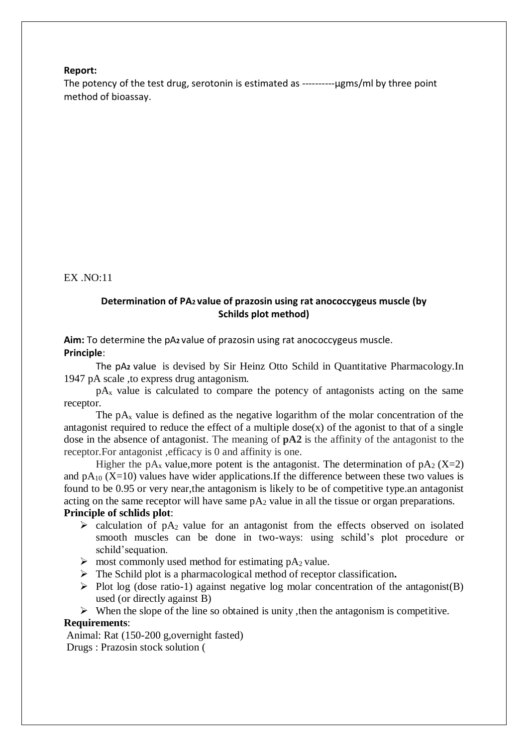**Report:**

The potency of the test drug, serotonin is estimated as ----------µgms/ml by three point method of bioassay.

EX .NO:11

### Determination of $PA_2$ value of prazosin using rat anococcygeus muscle (by Schilds plot method)

**Aim:** To determine the $pA_2$ value of prazosin using rat anococcygeus muscle.

**Principle**:

The $pA_2$ value is devised by Sir Heinz Otto Schild in Quantitative Pharmacology.In 1947 pA scale ,to express drug antagonism.

$pA_x$ value is calculated to compare the potency of antagonists acting on the same receptor.

The $pA_x$ value is defined as the negative logarithm of the molar concentration of the antagonist required to reduce the effect of a multiple dose(x) of the agonist to that of a single dose in the absence of antagonist. The meaning of **pA2** is the affinity of the antagonist to the receptor.For antagonist ,efficacy is 0 and affinity is one.

Higher the $pA_x$ value,more potent is the antagonist. The determination of $pA_2$ (X=2) and $pA_{10}$ (X=10) values have wider applications.If the difference between these two values is found to be 0.95 or very near,the antagonism is likely to be of competitive type.an antagonist acting on the same receptor will have same $pA_2$ value in all the tissue or organ preparations.

**Principle of schlids plot**:

- calculation of $pA_2$ value for an antagonist from the effects observed on isolated smooth muscles can be done in two-ways: using schild's plot procedure or schild'sequation.
- most commonly used method for estimating $pA_2$ value.
- The Schild plot is a pharmacological method of receptor classification**.**
- Plot log (dose ratio-1) against negative log molar concentration of the antagonist(B) used (or directly against B)
- When the slope of the line so obtained is unity ,then the antagonism is competitive.

**Requirements**:

Animal: Rat (150-200 g,overnight fasted)

Drugs : Prazosin stock solution (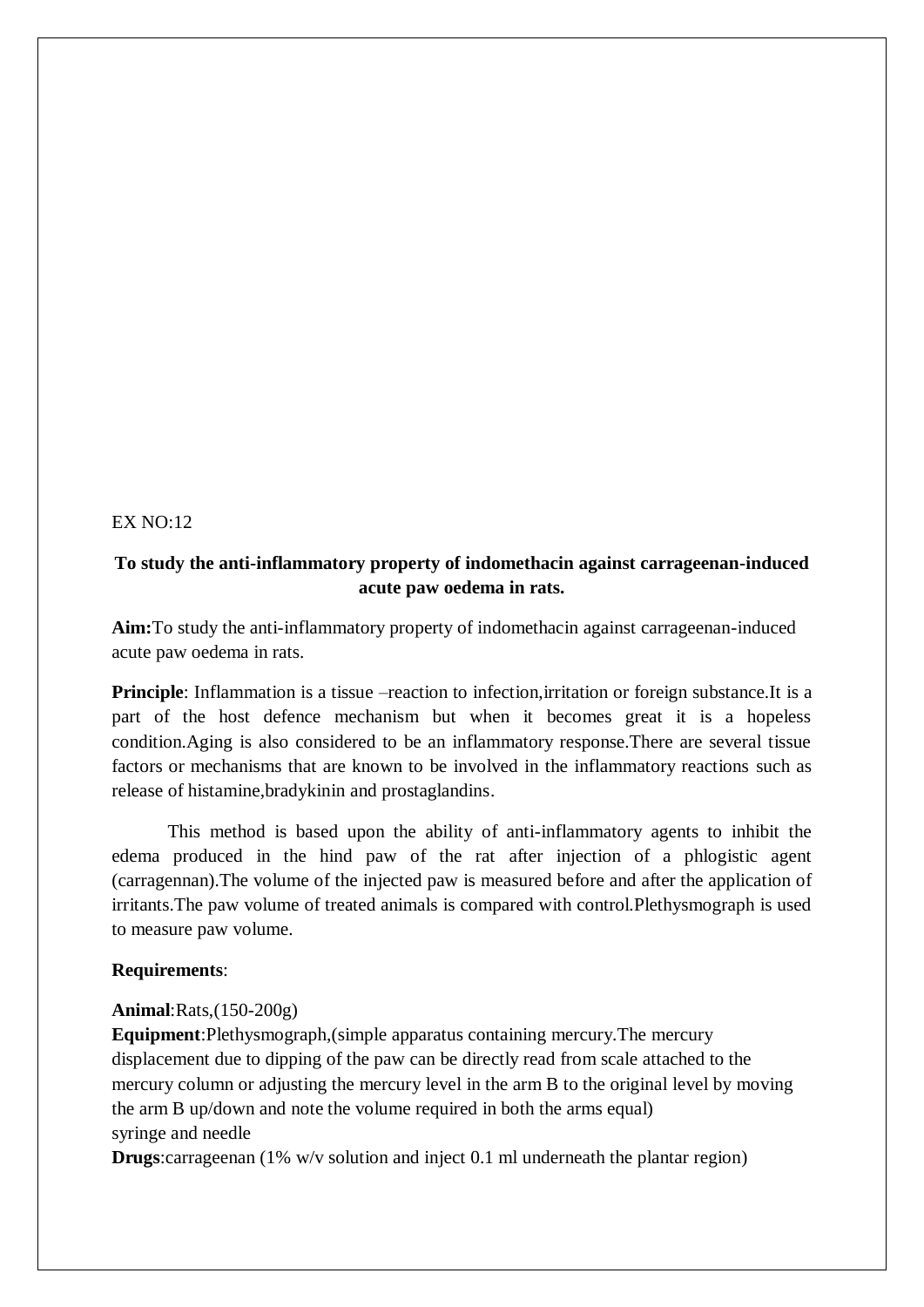EX NO:12

## To study the anti-inflammatory property of indomethacin against carrageenan-induced acute paw oedema in rats.

**Aim:**To study the anti-inflammatory property of indomethacin against carrageenan-induced acute paw oedema in rats.

**Principle**: Inflammation is a tissue –reaction to infection,irritation or foreign substance.It is a part of the host defence mechanism but when it becomes great it is a hopeless condition.Aging is also considered to be an inflammatory response.There are several tissue factors or mechanisms that are known to be involved in the inflammatory reactions such as release of histamine,bradykinin and prostaglandins.

This method is based upon the ability of anti-inflammatory agents to inhibit the edema produced in the hind paw of the rat after injection of a phlogistic agent (carragennan).The volume of the injected paw is measured before and after the application of irritants.The paw volume of treated animals is compared with control.Plethysmograph is used to measure paw volume.

**Requirements**:

**Animal**:Rats,(150-200g)
**Equipment**:Plethysmograph,(simple apparatus containing mercury.The mercury displacement due to dipping of the paw can be directly read from scale attached to the mercury column or adjusting the mercury level in the arm B to the original level by moving the arm B up/down and note the volume required in both the arms equal)
syringe and needle
**Drugs**:carrageenan (1% w/v solution and inject 0.1 ml underneath the plantar region)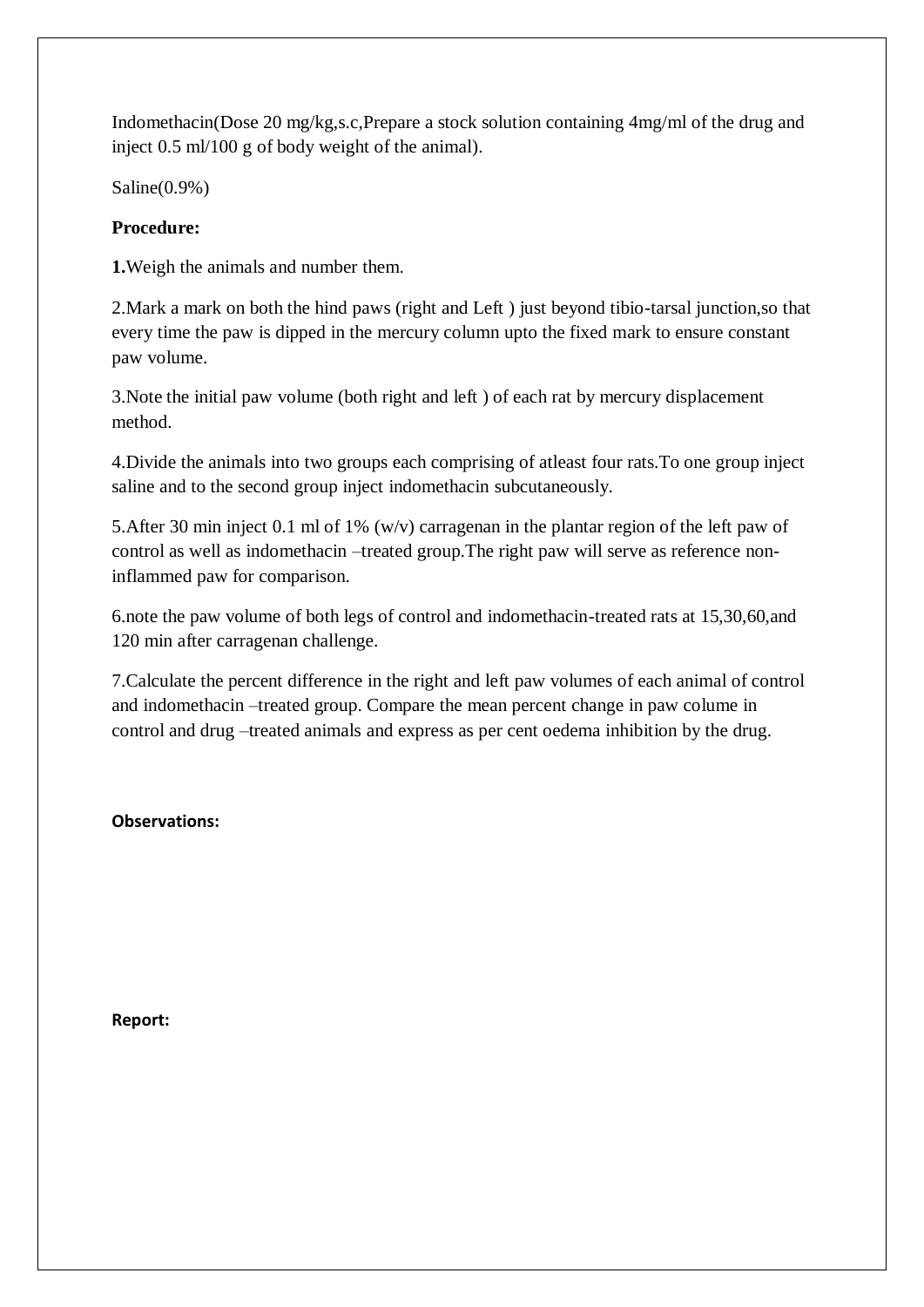Indomethacin(Dose 20 mg/kg,s.c,Prepare a stock solution containing 4mg/ml of the drug and inject 0.5 ml/100 g of body weight of the animal).

Saline(0.9%)

**Procedure:**

**1.**Weigh the animals and number them.

2.Mark a mark on both the hind paws (right and Left ) just beyond tibio-tarsal junction,so that every time the paw is dipped in the mercury column upto the fixed mark to ensure constant paw volume.

3.Note the initial paw volume (both right and left ) of each rat by mercury displacement method.

4.Divide the animals into two groups each comprising of atleast four rats.To one group inject saline and to the second group inject indomethacin subcutaneously.

5.After 30 min inject 0.1 ml of 1% (w/v) carragenan in the plantar region of the left paw of control as well as indomethacin –treated group.The right paw will serve as reference non-inflammed paw for comparison.

6.note the paw volume of both legs of control and indomethacin-treated rats at 15,30,60,and 120 min after carragenan challenge.

7.Calculate the percent difference in the right and left paw volumes of each animal of control and indomethacin –treated group. Compare the mean percent change in paw colume in control and drug –treated animals and express as per cent oedema inhibition by the drug.

**Observations:**

**Report:**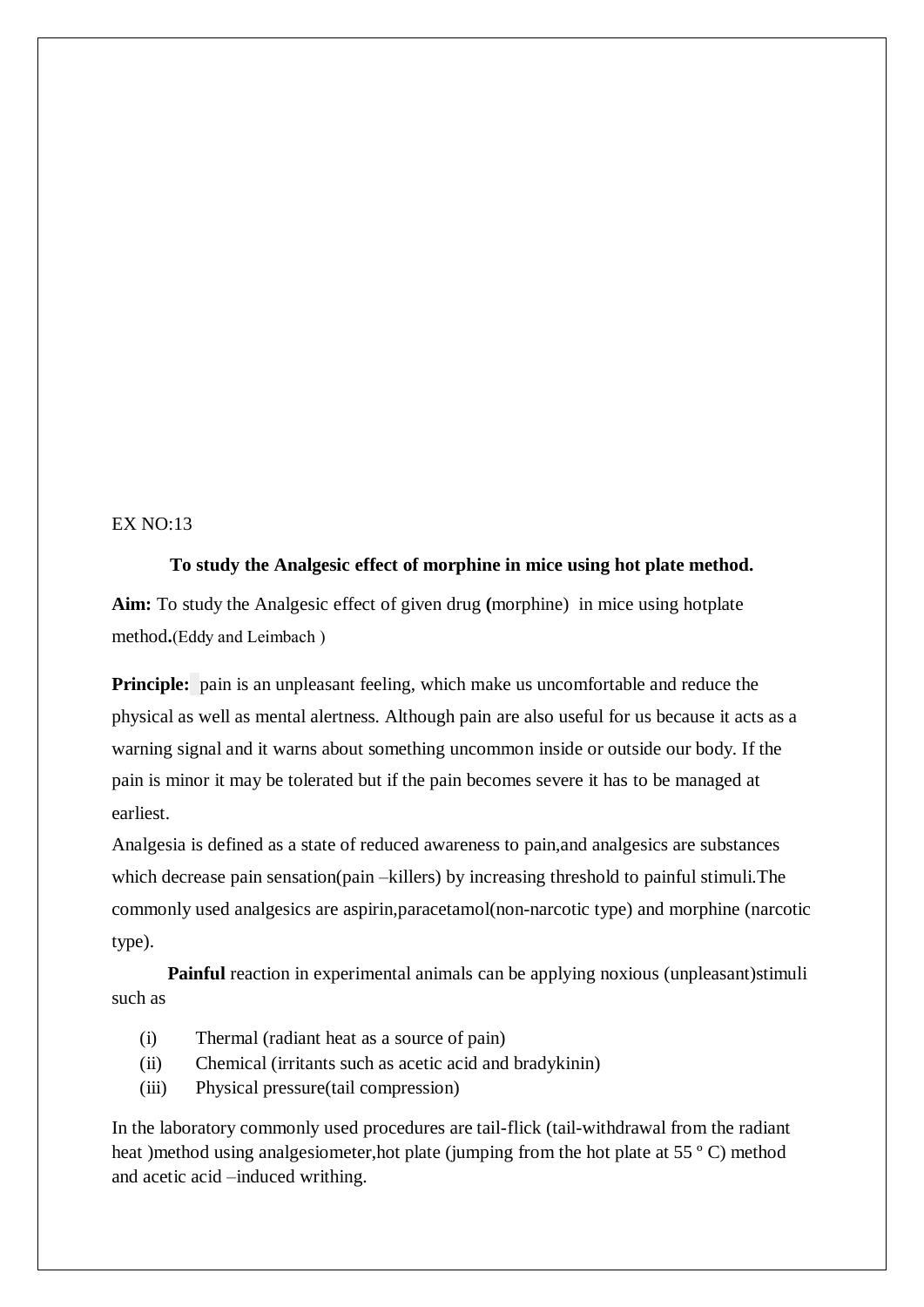EX NO:13

**To study the Analgesic effect of morphine in mice using hot plate method.**

**Aim:** To study the Analgesic effect of given drug **(**morphine) in mice using hotplate method**.**(Eddy and Leimbach )

**Principle:** pain is an unpleasant feeling, which make us uncomfortable and reduce the physical as well as mental alertness. Although pain are also useful for us because it acts as a warning signal and it warns about something uncommon inside or outside our body. If the pain is minor it may be tolerated but if the pain becomes severe it has to be managed at earliest.

Analgesia is defined as a state of reduced awareness to pain,and analgesics are substances which decrease pain sensation(pain –killers) by increasing threshold to painful stimuli.The commonly used analgesics are aspirin,paracetamol(non-narcotic type) and morphine (narcotic type).

**Painful** reaction in experimental animals can be applying noxious (unpleasant)stimuli such as

(i) Thermal (radiant heat as a source of pain)
(ii) Chemical (irritants such as acetic acid and bradykinin)
(iii) Physical pressure(tail compression)

In the laboratory commonly used procedures are tail-flick (tail-withdrawal from the radiant heat )method using analgesiometer,hot plate (jumping from the hot plate at 55 º C) method and acetic acid –induced writhing.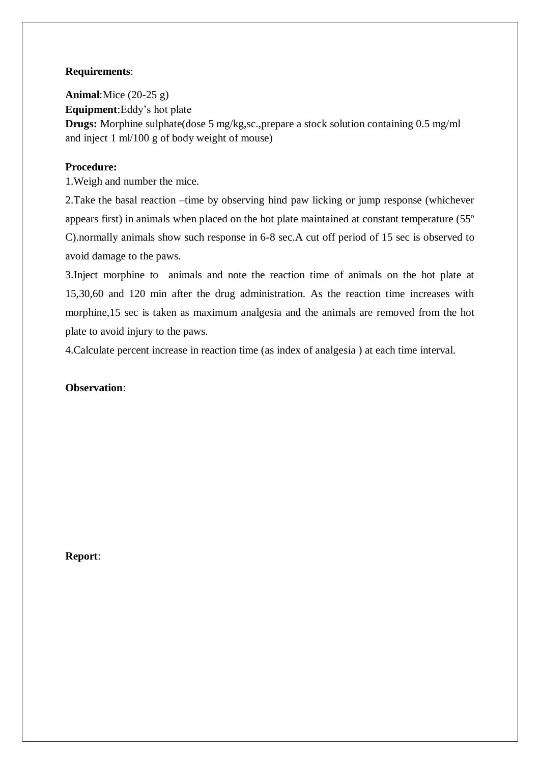**Requirements**:

**Animal**:Mice (20-25 g)
**Equipment**:Eddy's hot plate
**Drugs:** Morphine sulphate(dose 5 mg/kg,sc.,prepare a stock solution containing 0.5 mg/ml and inject 1 ml/100 g of body weight of mouse)

**Procedure:**

1.Weigh and number the mice.

2.Take the basal reaction –time by observing hind paw licking or jump response (whichever appears first) in animals when placed on the hot plate maintained at constant temperature (55º C).normally animals show such response in 6-8 sec.A cut off period of 15 sec is observed to avoid damage to the paws.

3.Inject morphine to animals and note the reaction time of animals on the hot plate at 15,30,60 and 120 min after the drug administration. As the reaction time increases with morphine,15 sec is taken as maximum analgesia and the animals are removed from the hot plate to avoid injury to the paws.

4.Calculate percent increase in reaction time (as index of analgesia ) at each time interval.

**Observation**:

**Report**: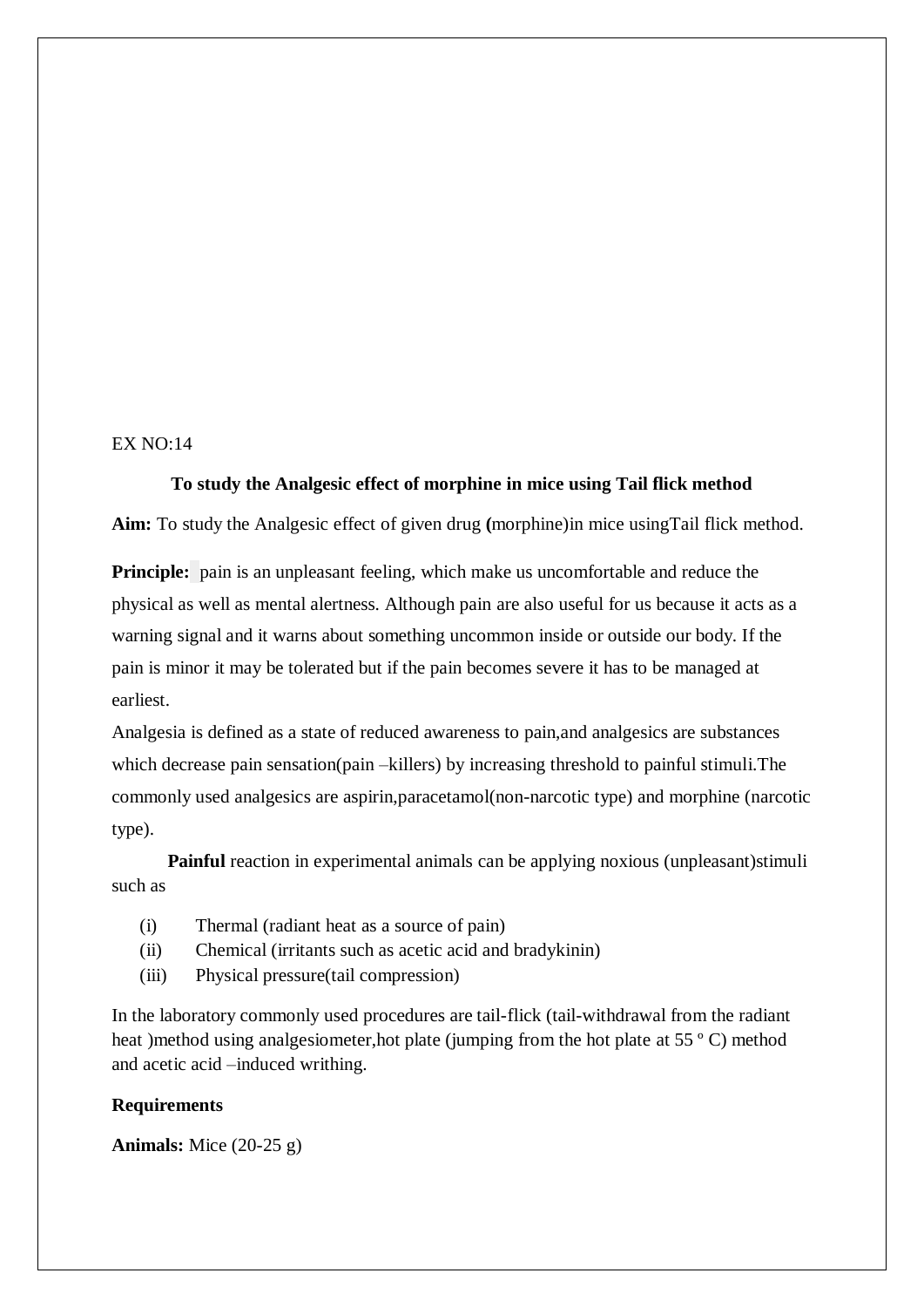EX NO:14

**To study the Analgesic effect of morphine in mice using Tail flick method**

**Aim:** To study the Analgesic effect of given drug **(**morphine)in mice usingTail flick method.

**Principle:** pain is an unpleasant feeling, which make us uncomfortable and reduce the physical as well as mental alertness. Although pain are also useful for us because it acts as a warning signal and it warns about something uncommon inside or outside our body. If the pain is minor it may be tolerated but if the pain becomes severe it has to be managed at earliest.

Analgesia is defined as a state of reduced awareness to pain,and analgesics are substances which decrease pain sensation(pain –killers) by increasing threshold to painful stimuli.The commonly used analgesics are aspirin,paracetamol(non-narcotic type) and morphine (narcotic type).

**Painful** reaction in experimental animals can be applying noxious (unpleasant)stimuli such as

(i) Thermal (radiant heat as a source of pain)
(ii) Chemical (irritants such as acetic acid and bradykinin)
(iii) Physical pressure(tail compression)

In the laboratory commonly used procedures are tail-flick (tail-withdrawal from the radiant heat )method using analgesiometer,hot plate (jumping from the hot plate at 55 º C) method and acetic acid –induced writhing.

**Requirements**

**Animals:** Mice (20-25 g)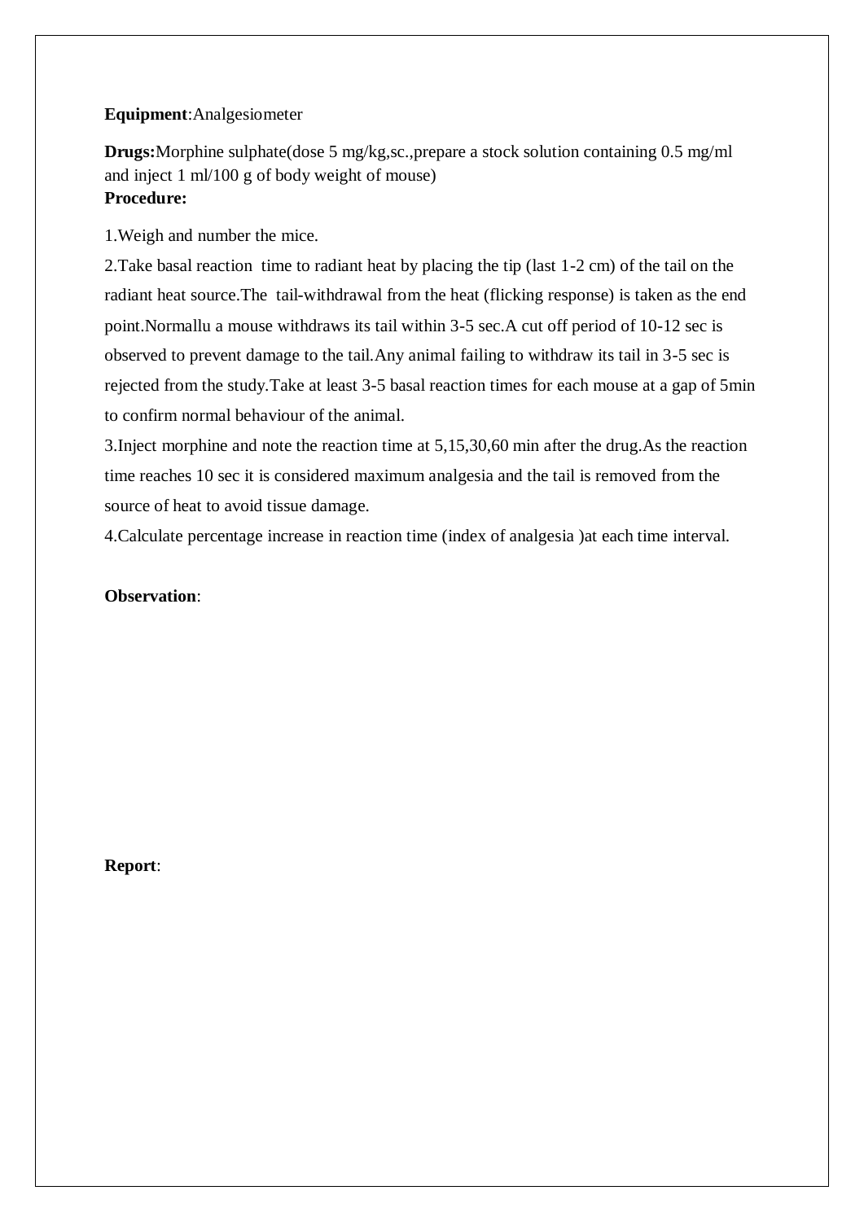**Equipment**:Analgesiometer

**Drugs:**Morphine sulphate(dose 5 mg/kg,sc.,prepare a stock solution containing 0.5 mg/ml and inject 1 ml/100 g of body weight of mouse)

**Procedure:**

1.Weigh and number the mice.

2.Take basal reaction time to radiant heat by placing the tip (last 1-2 cm) of the tail on the radiant heat source.The tail-withdrawal from the heat (flicking response) is taken as the end point.Normallu a mouse withdraws its tail within 3-5 sec.A cut off period of 10-12 sec is observed to prevent damage to the tail.Any animal failing to withdraw its tail in 3-5 sec is rejected from the study.Take at least 3-5 basal reaction times for each mouse at a gap of 5min to confirm normal behaviour of the animal.

3.Inject morphine and note the reaction time at 5,15,30,60 min after the drug.As the reaction time reaches 10 sec it is considered maximum analgesia and the tail is removed from the source of heat to avoid tissue damage.

4.Calculate percentage increase in reaction time (index of analgesia )at each time interval.

**Observation**:

**Report**: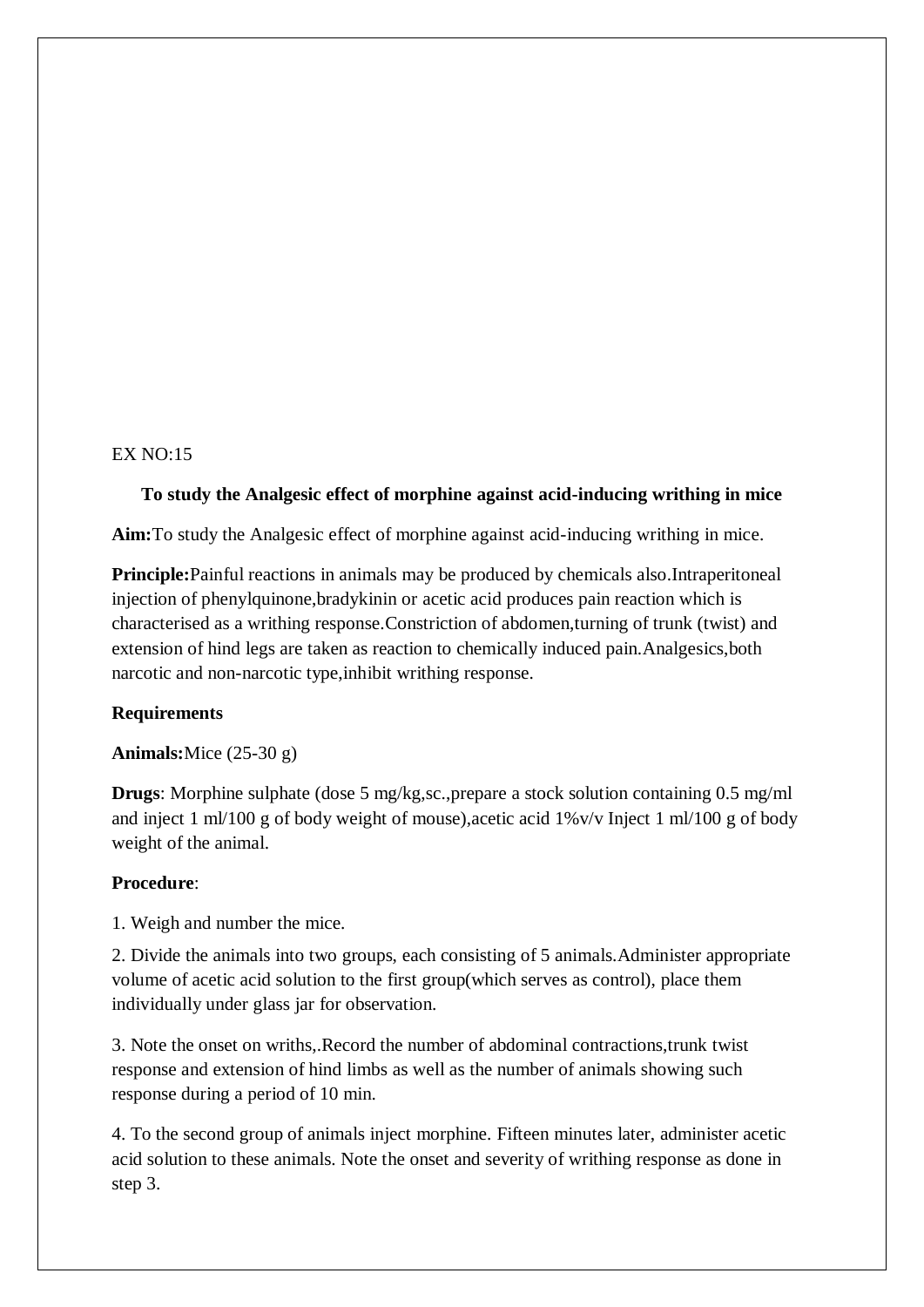EX NO:15

## To study the Analgesic effect of morphine against acid-inducing writhing in mice

**Aim:**To study the Analgesic effect of morphine against acid-inducing writhing in mice.

**Principle:**Painful reactions in animals may be produced by chemicals also.Intraperitoneal injection of phenylquinone,bradykinin or acetic acid produces pain reaction which is characterised as a writhing response.Constriction of abdomen,turning of trunk (twist) and extension of hind legs are taken as reaction to chemically induced pain.Analgesics,both narcotic and non-narcotic type,inhibit writhing response.

**Requirements**

**Animals:**Mice (25-30 g)

**Drugs**: Morphine sulphate (dose 5 mg/kg,sc.,prepare a stock solution containing 0.5 mg/ml and inject 1 ml/100 g of body weight of mouse),acetic acid 1%v/v Inject 1 ml/100 g of body weight of the animal.

**Procedure**:

1. Weigh and number the mice.

2. Divide the animals into two groups, each consisting of 5 animals.Administer appropriate volume of acetic acid solution to the first group(which serves as control), place them individually under glass jar for observation.

3. Note the onset on wriths,.Record the number of abdominal contractions,trunk twist response and extension of hind limbs as well as the number of animals showing such response during a period of 10 min.

4. To the second group of animals inject morphine. Fifteen minutes later, administer acetic acid solution to these animals. Note the onset and severity of writhing response as done in step 3.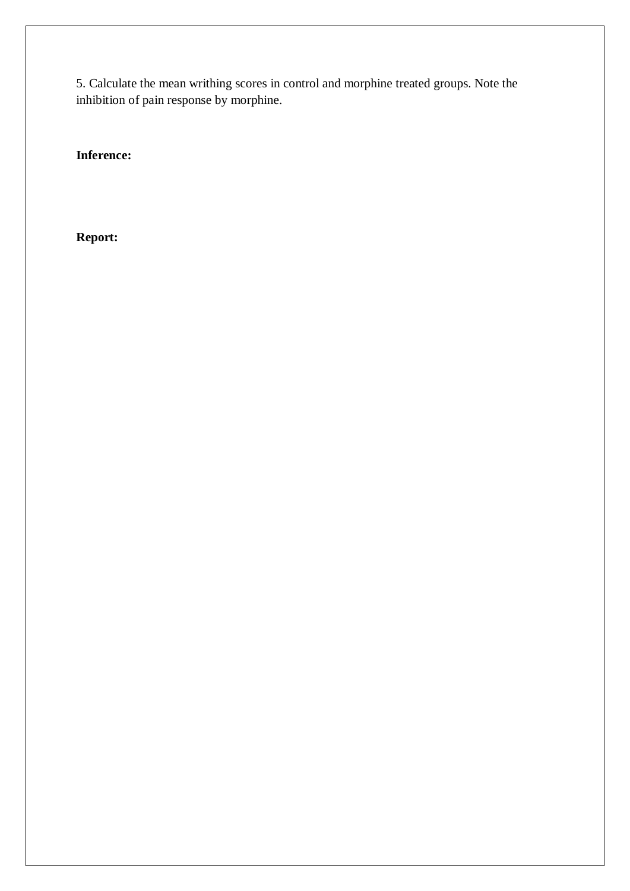5. Calculate the mean writhing scores in control and morphine treated groups. Note the inhibition of pain response by morphine.

**Inference:**

**Report:**